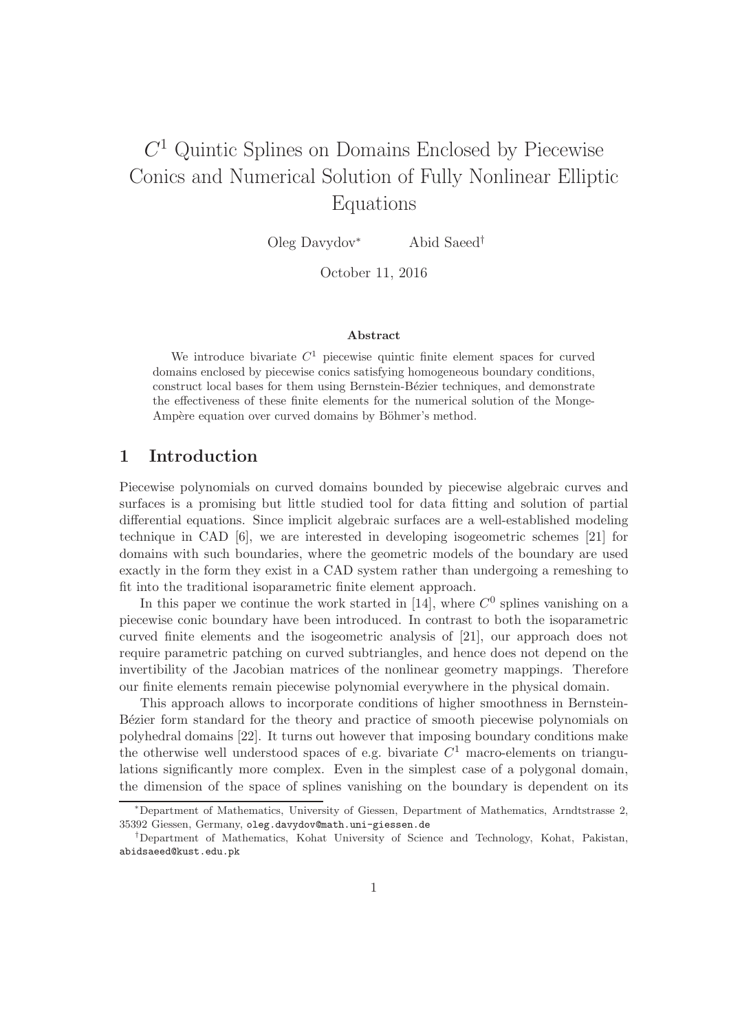# $C^1$ Quintic Splines on Domains Enclosed by Piecewise Conics and Numerical Solution of Fully Nonlinear Elliptic Equations

Oleg Davydov* Abid Saeed†

October 11, 2016

### Abstract

We introduce bivariate $C^1$ piecewise quintic finite element spaces for curved domains enclosed by piecewise conics satisfying homogeneous boundary conditions, construct local bases for them using Bernstein-Bézier techniques, and demonstrate the effectiveness of these finite elements for the numerical solution of the Monge-Ampère equation over curved domains by Böhmer's method.

## 1 Introduction

Piecewise polynomials on curved domains bounded by piecewise algebraic curves and surfaces is a promising but little studied tool for data fitting and solution of partial differential equations. Since implicit algebraic surfaces are a well-established modeling technique in CAD [6], we are interested in developing isogeometric schemes [21] for domains with such boundaries, where the geometric models of the boundary are used exactly in the form they exist in a CAD system rather than undergoing a remeshing to fit into the traditional isoparametric finite element approach.

In this paper we continue the work started in [14], where $C^0$ splines vanishing on a piecewise conic boundary have been introduced. In contrast to both the isoparametric curved finite elements and the isogeometric analysis of [21], our approach does not require parametric patching on curved subtriangles, and hence does not depend on the invertibility of the Jacobian matrices of the nonlinear geometry mappings. Therefore our finite elements remain piecewise polynomial everywhere in the physical domain.

This approach allows to incorporate conditions of higher smoothness in Bernstein-Bézier form standard for the theory and practice of smooth piecewise polynomials on polyhedral domains [22]. It turns out however that imposing boundary conditions make the otherwise well understood spaces of e.g. bivariate $C^1$ macro-elements on triangulations significantly more complex. Even in the simplest case of a polygonal domain, the dimension of the space of splines vanishing on the boundary is dependent on its

---

*Department of Mathematics, University of Giessen, Department of Mathematics, Arndtstrasse 2, 35392 Giessen, Germany, oleg.davydov@math.uni-giessen.de

†Department of Mathematics, Kohat University of Science and Technology, Kohat, Pakistan, abidsaeed@kust.edu.pk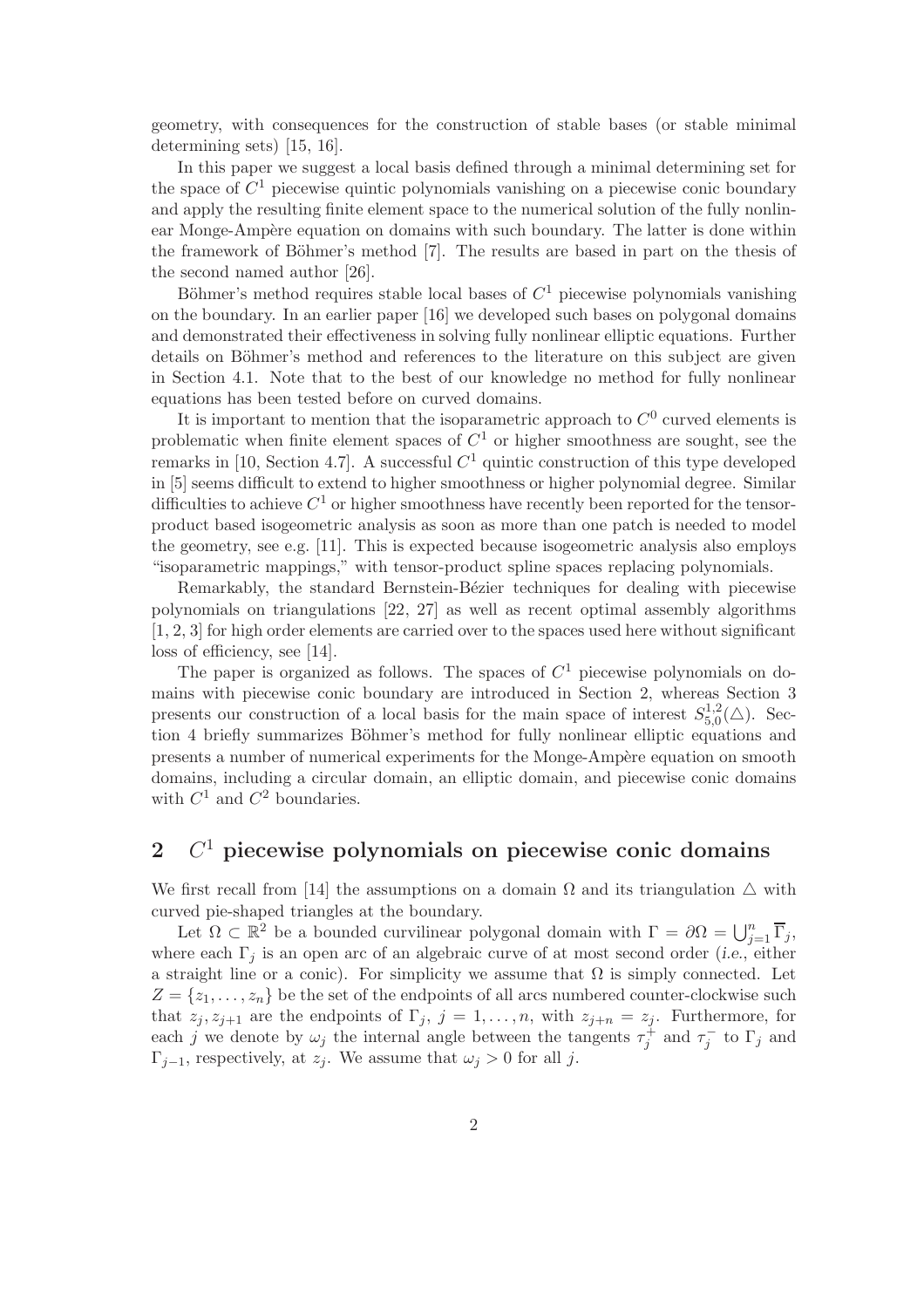geometry, with consequences for the construction of stable bases (or stable minimal determining sets) [15, 16].

In this paper we suggest a local basis defined through a minimal determining set for the space of $C^1$ piecewise quintic polynomials vanishing on a piecewise conic boundary and apply the resulting finite element space to the numerical solution of the fully nonlinear Monge-Ampère equation on domains with such boundary. The latter is done within the framework of Böhmer's method [7]. The results are based in part on the thesis of the second named author [26].

Böhmer's method requires stable local bases of $C^1$ piecewise polynomials vanishing on the boundary. In an earlier paper [16] we developed such bases on polygonal domains and demonstrated their effectiveness in solving fully nonlinear elliptic equations. Further details on Böhmer's method and references to the literature on this subject are given in Section 4.1. Note that to the best of our knowledge no method for fully nonlinear equations has been tested before on curved domains.

It is important to mention that the isoparametric approach to $C^0$ curved elements is problematic when finite element spaces of $C^1$ or higher smoothness are sought, see the remarks in [10, Section 4.7]. A successful $C^1$ quintic construction of this type developed in [5] seems difficult to extend to higher smoothness or higher polynomial degree. Similar difficulties to achieve $C^1$ or higher smoothness have recently been reported for the tensor-product based isogeometric analysis as soon as more than one patch is needed to model the geometry, see e.g. [11]. This is expected because isogeometric analysis also employs "isoparametric mappings," with tensor-product spline spaces replacing polynomials.

Remarkably, the standard Bernstein-Bézier techniques for dealing with piecewise polynomials on triangulations [22, 27] as well as recent optimal assembly algorithms [1, 2, 3] for high order elements are carried over to the spaces used here without significant loss of efficiency, see [14].

The paper is organized as follows. The spaces of $C^1$ piecewise polynomials on domains with piecewise conic boundary are introduced in Section 2, whereas Section 3 presents our construction of a local basis for the main space of interest $S^{1,2}_{5,0}(\triangle)$. Section 4 briefly summarizes Böhmer's method for fully nonlinear elliptic equations and presents a number of numerical experiments for the Monge-Ampère equation on smooth domains, including a circular domain, an elliptic domain, and piecewise conic domains with $C^1$ and $C^2$ boundaries.

## 2 $C^1$ piecewise polynomials on piecewise conic domains

We first recall from [14] the assumptions on a domain $\Omega$ and its triangulation $\triangle$ with curved pie-shaped triangles at the boundary.

Let $\Omega \subset \mathbb{R}^2$ be a bounded curvilinear polygonal domain with $\Gamma = \partial\Omega = \bigcup_{j=1}^{n} \overline{\Gamma}_j$, where each $\Gamma_j$ is an open arc of an algebraic curve of at most second order (*i.e.*, either a straight line or a conic). For simplicity we assume that $\Omega$ is simply connected. Let $Z = \{z_1, \ldots, z_n\}$ be the set of the endpoints of all arcs numbered counter-clockwise such that $z_j, z_{j+1}$ are the endpoints of $\Gamma_j$, $j = 1, \ldots, n$, with $z_{j+n} = z_j$. Furthermore, for each $j$ we denote by $\omega_j$ the internal angle between the tangents $\tau_j^+$ and $\tau_j^-$ to $\Gamma_j$ and $\Gamma_{j-1}$, respectively, at $z_j$. We assume that $\omega_j > 0$ for all $j$.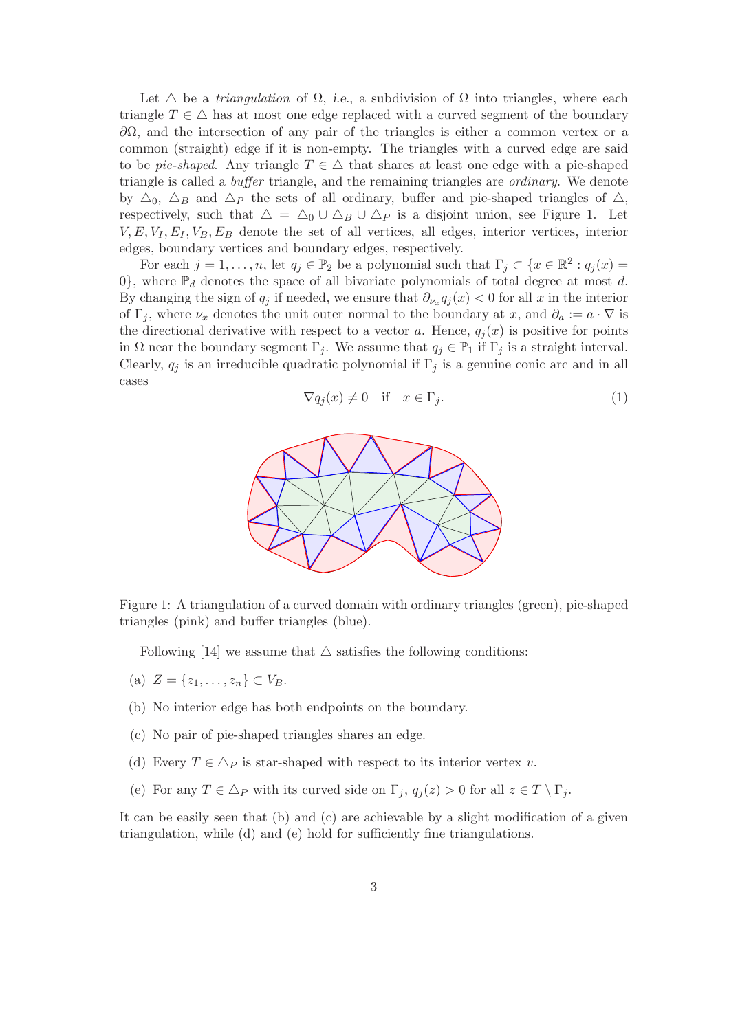Let $\triangle$ be a *triangulation* of $\Omega$, *i.e.*, a subdivision of $\Omega$ into triangles, where each triangle $T \in \triangle$ has at most one edge replaced with a curved segment of the boundary $\partial\Omega$, and the intersection of any pair of the triangles is either a common vertex or a common (straight) edge if it is non-empty. The triangles with a curved edge are said to be *pie-shaped*. Any triangle $T \in \triangle$ that shares at least one edge with a pie-shaped triangle is called a *buffer* triangle, and the remaining triangles are *ordinary*. We denote by $\triangle_0$, $\triangle_B$ and $\triangle_P$ the sets of all ordinary, buffer and pie-shaped triangles of $\triangle$, respectively, such that $\triangle = \triangle_0 \cup \triangle_B \cup \triangle_P$ is a disjoint union, see Figure 1. Let $V, E, V_I, E_I, V_B, E_B$ denote the set of all vertices, all edges, interior vertices, interior edges, boundary vertices and boundary edges, respectively.

For each $j = 1, \ldots, n$, let $q_j \in \mathbb{P}_2$ be a polynomial such that $\Gamma_j \subset \{x \in \mathbb{R}^2 : q_j(x) = 0\}$, where $\mathbb{P}_d$ denotes the space of all bivariate polynomials of total degree at most $d$. By changing the sign of $q_j$ if needed, we ensure that $\partial_{\nu_x} q_j(x) < 0$ for all $x$ in the interior of $\Gamma_j$, where $\nu_x$ denotes the unit outer normal to the boundary at $x$, and $\partial_a := a \cdot \nabla$ is the directional derivative with respect to a vector $a$. Hence, $q_j(x)$ is positive for points in $\Omega$ near the boundary segment $\Gamma_j$. We assume that $q_j \in \mathbb{P}_1$ if $\Gamma_j$ is a straight interval. Clearly, $q_j$ is an irreducible quadratic polynomial if $\Gamma_j$ is a genuine conic arc and in all cases

$$\nabla q_j(x) \neq 0 \quad \text{if} \quad x \in \Gamma_j. \tag{1}$$

Figure 1: A triangulation of a curved domain with ordinary triangles (green), pie-shaped triangles (pink) and buffer triangles (blue).

Following [14] we assume that $\triangle$ satisfies the following conditions:

(a) $Z = \{z_1, \ldots, z_n\} \subset V_B$.

(b) No interior edge has both endpoints on the boundary.

(c) No pair of pie-shaped triangles shares an edge.

(d) Every $T \in \triangle_P$ is star-shaped with respect to its interior vertex $v$.

(e) For any $T \in \triangle_P$ with its curved side on $\Gamma_j$, $q_j(z) > 0$ for all $z \in T \setminus \Gamma_j$.

It can be easily seen that (b) and (c) are achievable by a slight modification of a given triangulation, while (d) and (e) hold for sufficiently fine triangulations.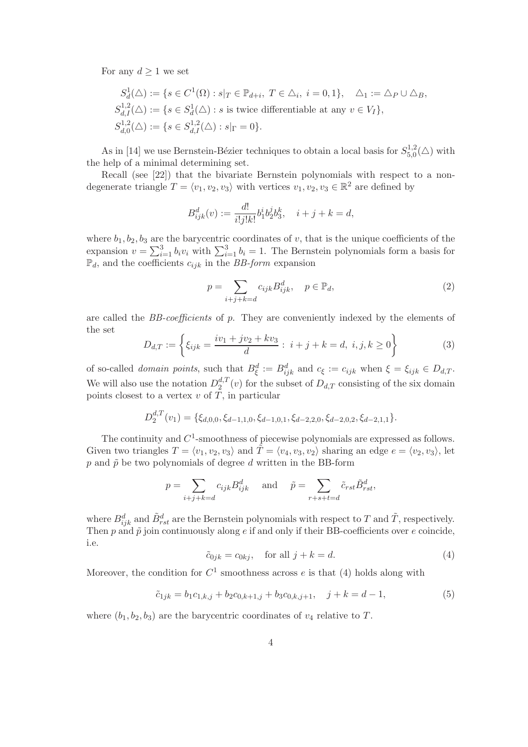For any $d \geq 1$ we set

$$
\begin{aligned}
&S^1_d(\triangle) := \{s \in C^1(\Omega) : s|_T \in \mathbb{P}_{d+i},\ T \in \triangle_i,\ i = 0, 1\}, \quad \triangle_1 := \triangle_P \cup \triangle_B, \\
&S^{1,2}_{d,I}(\triangle) := \{s \in S^1_d(\triangle) : s \text{ is twice differentiable at any } v \in V_I\}, \\
&S^{1,2}_{d,0}(\triangle) := \{s \in S^{1,2}_{d,I}(\triangle) : s|_\Gamma = 0\}.
\end{aligned}
$$

As in [14] we use Bernstein-Bézier techniques to obtain a local basis for $S^{1,2}_{5,0}(\triangle)$ with the help of a minimal determining set.

Recall (see [22]) that the bivariate Bernstein polynomials with respect to a non-degenerate triangle $T = \langle v_1, v_2, v_3 \rangle$ with vertices $v_1, v_2, v_3 \in \mathbb{R}^2$ are defined by

$$
B^d_{ijk}(v) := \frac{d!}{i!j!k!} b_1^i b_2^j b_3^k, \quad i + j + k = d,
$$

where $b_1, b_2, b_3$ are the barycentric coordinates of $v$, that is the unique coefficients of the expansion $v = \sum_{i=1}^3 b_i v_i$ with $\sum_{i=1}^3 b_i = 1$. The Bernstein polynomials form a basis for $\mathbb{P}_d$, and the coefficients $c_{ijk}$ in the *BB-form* expansion

$$
p = \sum_{i+j+k=d} c_{ijk} B^d_{ijk}, \quad p \in \mathbb{P}_d, \tag{2}
$$

are called the *BB-coefficients* of $p$. They are conveniently indexed by the elements of the set

$$
D_{d,T} := \left\{ \xi_{ijk} = \frac{iv_1 + jv_2 + kv_3}{d} : \ i + j + k = d,\ i, j, k \geq 0 \right\} \tag{3}
$$

of so-called *domain points*, such that $B^d_\xi := B^d_{ijk}$ and $c_\xi := c_{ijk}$ when $\xi = \xi_{ijk} \in D_{d,T}$. We will also use the notation $D^{d,T}_2(v)$ for the subset of $D_{d,T}$ consisting of the six domain points closest to a vertex $v$ of $T$, in particular

$$
D^{d,T}_2(v_1) = \{\xi_{d,0,0}, \xi_{d-1,1,0}, \xi_{d-1,0,1}, \xi_{d-2,2,0}, \xi_{d-2,0,2}, \xi_{d-2,1,1}\}.
$$

The continuity and $C^1$-smoothness of piecewise polynomials are expressed as follows. Given two triangles $T = \langle v_1, v_2, v_3 \rangle$ and $\tilde{T} = \langle v_4, v_3, v_2 \rangle$ sharing an edge $e = \langle v_2, v_3 \rangle$, let $p$ and $\tilde{p}$ be two polynomials of degree $d$ written in the BB-form

$$
p = \sum_{i+j+k=d} c_{ijk} B^d_{ijk} \quad \text{and} \quad \tilde{p} = \sum_{r+s+t=d} \tilde{c}_{rst} \tilde{B}^d_{rst},
$$

where $B^d_{ijk}$ and $\tilde{B}^d_{rst}$ are the Bernstein polynomials with respect to $T$ and $\tilde{T}$, respectively. Then $p$ and $\tilde{p}$ join continuously along $e$ if and only if their BB-coefficients over $e$ coincide, i.e.

$$
\tilde{c}_{0jk} = c_{0kj}, \quad \text{for all } j + k = d. \tag{4}
$$

Moreover, the condition for $C^1$ smoothness across $e$ is that (4) holds along with

$$
\tilde{c}_{1jk} = b_1 c_{1,k,j} + b_2 c_{0,k+1,j} + b_3 c_{0,k,j+1}, \quad j + k = d - 1, \tag{5}
$$

where $(b_1, b_2, b_3)$ are the barycentric coordinates of $v_4$ relative to $T$.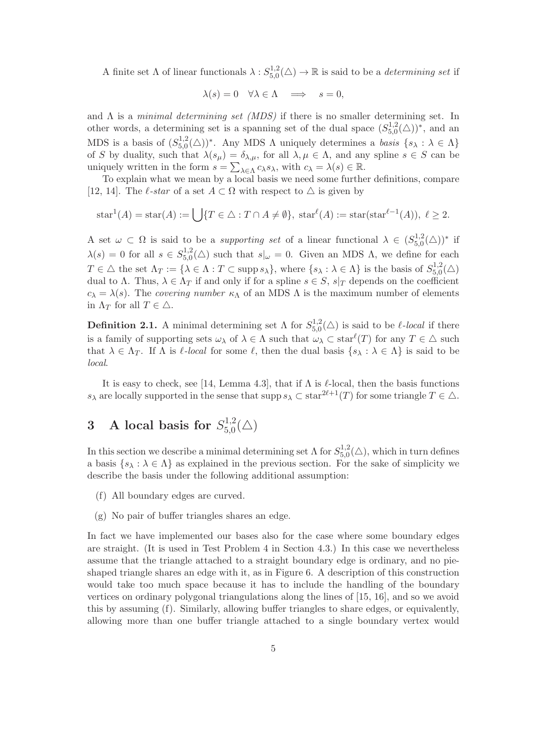A finite set $\Lambda$ of linear functionals $\lambda : S^{1,2}_{5,0}(\triangle) \to \mathbb{R}$ is said to be a *determining set* if

$$\lambda(s) = 0 \quad \forall \lambda \in \Lambda \quad \Longrightarrow \quad s = 0,$$

and $\Lambda$ is a *minimal determining set (MDS)* if there is no smaller determining set. In other words, a determining set is a spanning set of the dual space $(S^{1,2}_{5,0}(\triangle))^*$, and an MDS is a basis of $(S^{1,2}_{5,0}(\triangle))^*$. Any MDS $\Lambda$ uniquely determines a *basis* $\{s_\lambda : \lambda \in \Lambda\}$ of $S$ by duality, such that $\lambda(s_\mu) = \delta_{\lambda,\mu}$, for all $\lambda, \mu \in \Lambda$, and any spline $s \in S$ can be uniquely written in the form $s = \sum_{\lambda \in \Lambda} c_\lambda s_\lambda$, with $c_\lambda = \lambda(s) \in \mathbb{R}$.

To explain what we mean by a local basis we need some further definitions, compare [12, 14]. The $\ell$*-star* of a set $A \subset \Omega$ with respect to $\triangle$ is given by

$$\mathrm{star}^1(A) = \mathrm{star}(A) := \bigcup \{T \in \triangle : T \cap A \neq \emptyset\}, \ \mathrm{star}^\ell(A) := \mathrm{star}(\mathrm{star}^{\ell-1}(A)), \ \ell \geq 2.$$

A set $\omega \subset \Omega$ is said to be a *supporting set* of a linear functional $\lambda \in (S^{1,2}_{5,0}(\triangle))^*$ if $\lambda(s) = 0$ for all $s \in S^{1,2}_{5,0}(\triangle)$ such that $s|_\omega = 0$. Given an MDS $\Lambda$, we define for each $T \in \triangle$ the set $\Lambda_T := \{\lambda \in \Lambda : T \subset \operatorname{supp} s_\lambda\}$, where $\{s_\lambda : \lambda \in \Lambda\}$ is the basis of $S^{1,2}_{5,0}(\triangle)$ dual to $\Lambda$. Thus, $\lambda \in \Lambda_T$ if and only if for a spline $s \in S$, $s|_T$ depends on the coefficient $c_\lambda = \lambda(s)$. The *covering number* $\kappa_\Lambda$ of an MDS $\Lambda$ is the maximum number of elements in $\Lambda_T$ for all $T \in \triangle$.

**Definition 2.1.** A minimal determining set $\Lambda$ for $S^{1,2}_{5,0}(\triangle)$ is said to be $\ell$*-local* if there is a family of supporting sets $\omega_\lambda$ of $\lambda \in \Lambda$ such that $\omega_\lambda \subset \mathrm{star}^\ell(T)$ for any $T \in \triangle$ such that $\lambda \in \Lambda_T$. If $\Lambda$ is $\ell$*-local* for some $\ell$, then the dual basis $\{s_\lambda : \lambda \in \Lambda\}$ is said to be *local*.

It is easy to check, see [14, Lemma 4.3], that if $\Lambda$ is $\ell$-local, then the basis functions $s_\lambda$ are locally supported in the sense that $\operatorname{supp} s_\lambda \subset \mathrm{star}^{2\ell+1}(T)$ for some triangle $T \in \triangle$.

# 3 A local basis for $S^{1,2}_{5,0}(\triangle)$

In this section we describe a minimal determining set $\Lambda$ for $S^{1,2}_{5,0}(\triangle)$, which in turn defines a basis $\{s_\lambda : \lambda \in \Lambda\}$ as explained in the previous section. For the sake of simplicity we describe the basis under the following additional assumption:

(f) All boundary edges are curved.

(g) No pair of buffer triangles shares an edge.

In fact we have implemented our bases also for the case where some boundary edges are straight. (It is used in Test Problem 4 in Section 4.3.) In this case we nevertheless assume that the triangle attached to a straight boundary edge is ordinary, and no pie-shaped triangle shares an edge with it, as in Figure 6. A description of this construction would take too much space because it has to include the handling of the boundary vertices on ordinary polygonal triangulations along the lines of [15, 16], and so we avoid this by assuming (f). Similarly, allowing buffer triangles to share edges, or equivalently, allowing more than one buffer triangle attached to a single boundary vertex would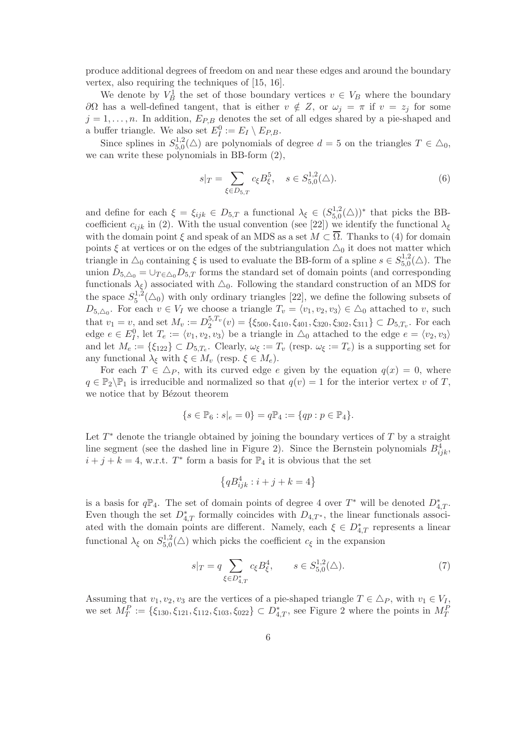produce additional degrees of freedom on and near these edges and around the boundary vertex, also requiring the techniques of [15, 16].

We denote by $V_B^1$ the set of those boundary vertices $v \in V_B$ where the boundary $\partial\Omega$ has a well-defined tangent, that is either $v \notin Z$, or $\omega_j = \pi$ if $v = z_j$ for some $j = 1, \ldots, n$. In addition, $E_{P,B}$ denotes the set of all edges shared by a pie-shaped and a buffer triangle. We also set $E_I^0 := E_I \setminus E_{P,B}$.

Since splines in $S_{5,0}^{1,2}(\triangle)$ are polynomials of degree $d = 5$ on the triangles $T \in \triangle_0$, we can write these polynomials in BB-form (2),

$$s|_T = \sum_{\xi \in D_{5,T}} c_\xi B_\xi^5, \quad s \in S_{5,0}^{1,2}(\triangle). \tag{6}$$

and define for each $\xi = \xi_{ijk} \in D_{5,T}$ a functional $\lambda_\xi \in (S_{5,0}^{1,2}(\triangle))^*$ that picks the BB-coefficient $c_{ijk}$ in (2). With the usual convention (see [22]) we identify the functional $\lambda_\xi$ with the domain point $\xi$ and speak of an MDS as a set $M \subset \overline{\Omega}$. Thanks to (4) for domain points $\xi$ at vertices or on the edges of the subtriangulation $\triangle_0$ it does not matter which triangle in $\triangle_0$ containing $\xi$ is used to evaluate the BB-form of a spline $s \in S_{5,0}^{1,2}(\triangle)$. The union $D_{5,\triangle_0} = \cup_{T \in \triangle_0} D_{5,T}$ forms the standard set of domain points (and corresponding functionals $\lambda_\xi$) associated with $\triangle_0$. Following the standard construction of an MDS for the space $S_5^{1,2}(\triangle_0)$ with only ordinary triangles [22], we define the following subsets of $D_{5,\triangle_0}$. For each $v \in V_I$ we choose a triangle $T_v = \langle v_1, v_2, v_3 \rangle \in \triangle_0$ attached to $v$, such that $v_1 = v$, and set $M_v := D_2^{5,T_v}(v) = \{\xi_{500}, \xi_{410}, \xi_{401}, \xi_{320}, \xi_{302}, \xi_{311}\} \subset D_{5,T_v}$. For each edge $e \in E_I^0$, let $T_e := \langle v_1, v_2, v_3 \rangle$ be a triangle in $\triangle_0$ attached to the edge $e = \langle v_2, v_3 \rangle$ and let $M_e := \{\xi_{122}\} \subset D_{5,T_e}$. Clearly, $\omega_\xi := T_v$ (resp. $\omega_\xi := T_e$) is a supporting set for any functional $\lambda_\xi$ with $\xi \in M_v$ (resp. $\xi \in M_e$).

For each $T \in \triangle_P$, with its curved edge $e$ given by the equation $q(x) = 0$, where $q \in \mathbb{P}_2 \setminus \mathbb{P}_1$ is irreducible and normalized so that $q(v) = 1$ for the interior vertex $v$ of $T$, we notice that by Bézout theorem

$$\{s \in \mathbb{P}_6 : s|_e = 0\} = q\mathbb{P}_4 := \{qp : p \in \mathbb{P}_4\}.$$

Let $T^*$ denote the triangle obtained by joining the boundary vertices of $T$ by a straight line segment (see the dashed line in Figure 2). Since the Bernstein polynomials $B_{ijk}^4$, $i + j + k = 4$, w.r.t. $T^*$ form a basis for $\mathbb{P}_4$ it is obvious that the set

$$\{qB_{ijk}^4 : i + j + k = 4\}$$

is a basis for $q\mathbb{P}_4$. The set of domain points of degree 4 over $T^*$ will be denoted $D_{4,T}^*$. Even though the set $D_{4,T}^*$ formally coincides with $D_{4,T^*}$, the linear functionals associated with the domain points are different. Namely, each $\xi \in D_{4,T}^*$ represents a linear functional $\lambda_\xi$ on $S_{5,0}^{1,2}(\triangle)$ which picks the coefficient $c_\xi$ in the expansion

$$s|_T = q \sum_{\xi \in D_{4,T}^*} c_\xi B_\xi^4, \qquad s \in S_{5,0}^{1,2}(\triangle). \tag{7}$$

Assuming that $v_1, v_2, v_3$ are the vertices of a pie-shaped triangle $T \in \triangle_P$, with $v_1 \in V_I$, we set $M_T^P := \{\xi_{130}, \xi_{121}, \xi_{112}, \xi_{103}, \xi_{022}\} \subset D_{4,T}^*$, see Figure 2 where the points in $M_T^P$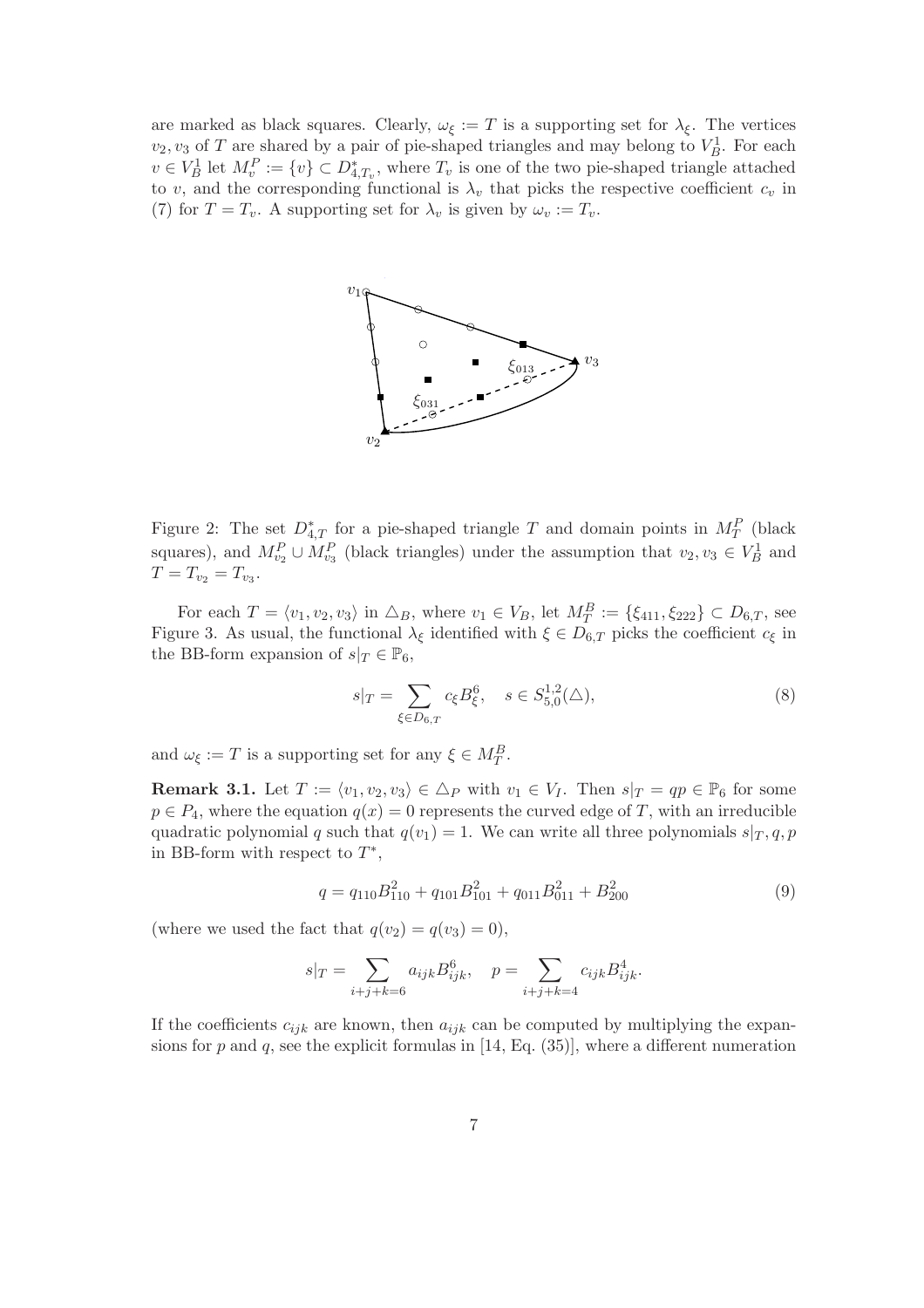are marked as black squares. Clearly, $\omega_\xi := T$ is a supporting set for $\lambda_\xi$. The vertices $v_2, v_3$ of $T$ are shared by a pair of pie-shaped triangles and may belong to $V_B^1$. For each $v \in V_B^1$ let $M_v^P := \{v\} \subset D_{4,T_v}^*$, where $T_v$ is one of the two pie-shaped triangle attached to $v$, and the corresponding functional is $\lambda_v$ that picks the respective coefficient $c_v$ in (7) for $T = T_v$. A supporting set for $\lambda_v$ is given by $\omega_v := T_v$.

Figure 2: The set $D_{4,T}^*$ for a pie-shaped triangle $T$ and domain points in $M_T^P$ (black squares), and $M_{v_2}^P \cup M_{v_3}^P$ (black triangles) under the assumption that $v_2, v_3 \in V_B^1$ and $T = T_{v_2} = T_{v_3}$.

For each $T = \langle v_1, v_2, v_3 \rangle$ in $\triangle_B$, where $v_1 \in V_B$, let $M_T^B := \{\xi_{411}, \xi_{222}\} \subset D_{6,T}$, see Figure 3. As usual, the functional $\lambda_\xi$ identified with $\xi \in D_{6,T}$ picks the coefficient $c_\xi$ in the BB-form expansion of $s|_T \in \mathbb{P}_6$,

$$s|_T = \sum_{\xi \in D_{6,T}} c_\xi B_\xi^6, \quad s \in S_{5,0}^{1,2}(\triangle), \tag{8}$$

and $\omega_\xi := T$ is a supporting set for any $\xi \in M_T^B$.

**Remark 3.1.** Let $T := \langle v_1, v_2, v_3 \rangle \in \triangle_P$ with $v_1 \in V_I$. Then $s|_T = qp \in \mathbb{P}_6$ for some $p \in P_4$, where the equation $q(x) = 0$ represents the curved edge of $T$, with an irreducible quadratic polynomial $q$ such that $q(v_1) = 1$. We can write all three polynomials $s|_T, q, p$ in BB-form with respect to $T^*$,

$$q = q_{110}B_{110}^2 + q_{101}B_{101}^2 + q_{011}B_{011}^2 + B_{200}^2 \tag{9}$$

(where we used the fact that $q(v_2) = q(v_3) = 0$),

$$s|_T = \sum_{i+j+k=6} a_{ijk}B_{ijk}^6, \quad p = \sum_{i+j+k=4} c_{ijk}B_{ijk}^4.$$

If the coefficients $c_{ijk}$ are known, then $a_{ijk}$ can be computed by multiplying the expansions for $p$ and $q$, see the explicit formulas in [14, Eq. (35)], where a different numeration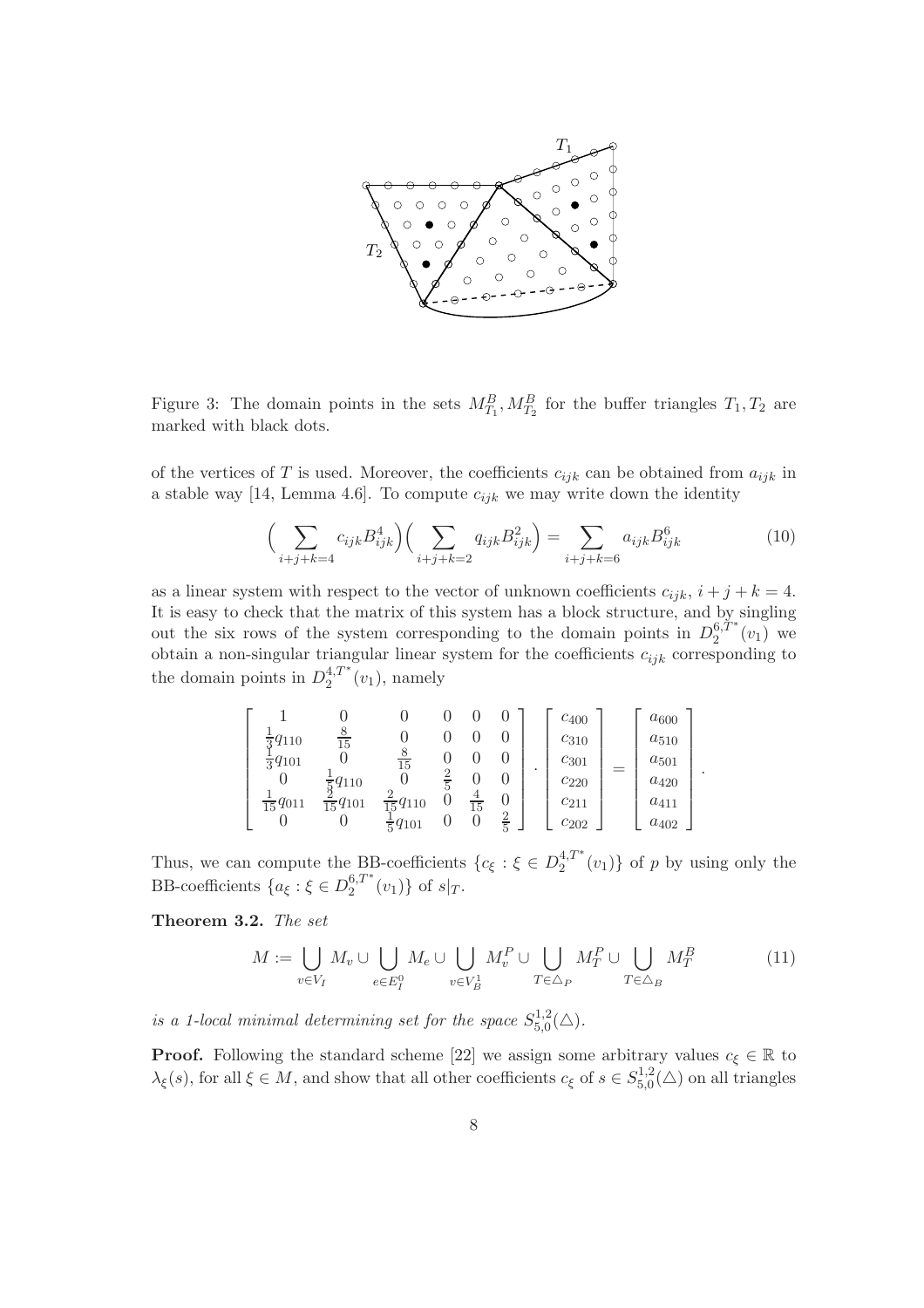Figure 3: The domain points in the sets $M_{T_1}^B, M_{T_2}^B$ for the buffer triangles $T_1, T_2$ are marked with black dots.

of the vertices of $T$ is used. Moreover, the coefficients $c_{ijk}$ can be obtained from $a_{ijk}$ in a stable way [14, Lemma 4.6]. To compute $c_{ijk}$ we may write down the identity

$$\Big( \sum_{i+j+k=4} c_{ijk} B_{ijk}^4 \Big)\Big( \sum_{i+j+k=2} q_{ijk} B_{ijk}^2 \Big) = \sum_{i+j+k=6} a_{ijk} B_{ijk}^6 \tag{10}$$

as a linear system with respect to the vector of unknown coefficients $c_{ijk}$, $i+j+k=4$. It is easy to check that the matrix of this system has a block structure, and by singling out the six rows of the system corresponding to the domain points in $D_2^{6,T^*}(v_1)$ we obtain a non-singular triangular linear system for the coefficients $c_{ijk}$ corresponding to the domain points in $D_2^{4,T^*}(v_1)$, namely

$$\begin{bmatrix} 1 & 0 & 0 & 0 & 0 & 0 \\ \frac{1}{3}q_{110} & \frac{8}{15} & 0 & 0 & 0 & 0 \\ \frac{1}{3}q_{101} & 0 & \frac{8}{15} & 0 & 0 & 0 \\ 0 & \frac{1}{5}q_{110} & 0 & \frac{2}{5} & 0 & 0 \\ \frac{1}{15}q_{011} & \frac{2}{15}q_{101} & \frac{2}{15}q_{110} & 0 & \frac{4}{15} & 0 \\ 0 & 0 & \frac{1}{5}q_{101} & 0 & 0 & \frac{2}{5} \end{bmatrix} \cdot \begin{bmatrix} c_{400} \\ c_{310} \\ c_{301} \\ c_{220} \\ c_{211} \\ c_{202} \end{bmatrix} = \begin{bmatrix} a_{600} \\ a_{510} \\ a_{501} \\ a_{420} \\ a_{411} \\ a_{402} \end{bmatrix}.$$

Thus, we can compute the BB-coefficients $\{c_\xi : \xi \in D_2^{4,T^*}(v_1)\}$ of $p$ by using only the BB-coefficients $\{a_\xi : \xi \in D_2^{6,T^*}(v_1)\}$ of $s|_T$.

**Theorem 3.2.** *The set*

$$M := \bigcup_{v \in V_I} M_v \cup \bigcup_{e \in E_I^0} M_e \cup \bigcup_{v \in V_B^1} M_v^P \cup \bigcup_{T \in \triangle_P} M_T^P \cup \bigcup_{T \in \triangle_B} M_T^B \tag{11}$$

*is a 1-local minimal determining set for the space $S_{5,0}^{1,2}(\triangle)$.*

**Proof.** Following the standard scheme [22] we assign some arbitrary values $c_\xi \in \mathbb{R}$ to $\lambda_\xi(s)$, for all $\xi \in M$, and show that all other coefficients $c_\xi$ of $s \in S_{5,0}^{1,2}(\triangle)$ on all triangles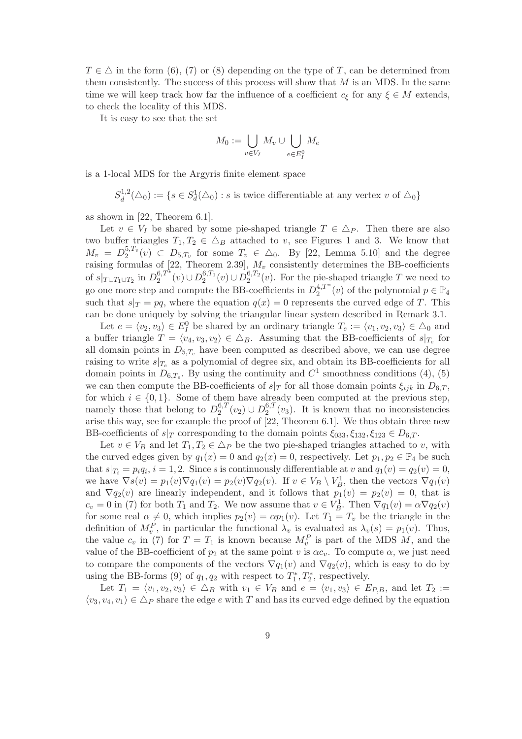$T \in \triangle$ in the form (6), (7) or (8) depending on the type of $T$, can be determined from them consistently. The success of this process will show that $M$ is an MDS. In the same time we will keep track how far the influence of a coefficient $c_\xi$ for any $\xi \in M$ extends, to check the locality of this MDS.

It is easy to see that the set

$$M_0 := \bigcup_{v \in V_I} M_v \cup \bigcup_{e \in E_I^0} M_e$$

is a 1-local MDS for the Argyris finite element space

$$S_d^{1,2}(\triangle_0) := \{s \in S_d^1(\triangle_0) : s \text{ is twice differentiable at any vertex } v \text{ of } \triangle_0\}$$

as shown in [22, Theorem 6.1].

Let $v \in V_I$ be shared by some pie-shaped triangle $T \in \triangle_P$. Then there are also two buffer triangles $T_1, T_2 \in \triangle_B$ attached to $v$, see Figures 1 and 3. We know that $M_v = D_2^{5,T_v}(v) \subset D_{5,T_v}$ for some $T_v \in \triangle_0$. By [22, Lemma 5.10] and the degree raising formulas of [22, Theorem 2.39], $M_v$ consistently determines the BB-coefficients of $s|_{T \cup T_1 \cup T_2}$ in $D_2^{6,T^*}(v) \cup D_2^{6,T_1}(v) \cup D_2^{6,T_2}(v)$. For the pie-shaped triangle $T$ we need to go one more step and compute the BB-coefficients in $D_2^{4,T^*}(v)$ of the polynomial $p \in \mathbb{P}_4$ such that $s|_T = pq$, where the equation $q(x) = 0$ represents the curved edge of $T$. This can be done uniquely by solving the triangular linear system described in Remark 3.1.

Let $e = \langle v_2, v_3 \rangle \in E_I^0$ be shared by an ordinary triangle $T_e := \langle v_1, v_2, v_3 \rangle \in \triangle_0$ and a buffer triangle $T = \langle v_4, v_3, v_2 \rangle \in \triangle_B$. Assuming that the BB-coefficients of $s|_{T_e}$ for all domain points in $D_{5,T_e}$ have been computed as described above, we can use degree raising to write $s|_{T_e}$ as a polynomial of degree six, and obtain its BB-coefficients for all domain points in $D_{6,T_e}$. By using the continuity and $C^1$ smoothness conditions (4), (5) we can then compute the BB-coefficients of $s|_T$ for all those domain points $\xi_{ijk}$ in $D_{6,T}$, for which $i \in \{0, 1\}$. Some of them have already been computed at the previous step, namely those that belong to $D_2^{6,T}(v_2) \cup D_2^{6,T}(v_3)$. It is known that no inconsistencies arise this way, see for example the proof of [22, Theorem 6.1]. We thus obtain three new BB-coefficients of $s|_T$ corresponding to the domain points $\xi_{033}, \xi_{132}, \xi_{123} \in D_{6,T}$.

Let $v \in V_B$ and let $T_1, T_2 \in \triangle_P$ be the two pie-shaped triangles attached to $v$, with the curved edges given by $q_1(x) = 0$ and $q_2(x) = 0$, respectively. Let $p_1, p_2 \in \mathbb{P}_4$ be such that $s|_{T_i} = p_i q_i$, $i = 1, 2$. Since $s$ is continuously differentiable at $v$ and $q_1(v) = q_2(v) = 0$, we have $\nabla s(v) = p_1(v)\nabla q_1(v) = p_2(v)\nabla q_2(v)$. If $v \in V_B \setminus V_B^1$, then the vectors $\nabla q_1(v)$ and $\nabla q_2(v)$ are linearly independent, and it follows that $p_1(v) = p_2(v) = 0$, that is $c_v = 0$ in (7) for both $T_1$ and $T_2$. We now assume that $v \in V_B^1$. Then $\nabla q_1(v) = \alpha \nabla q_2(v)$ for some real $\alpha \neq 0$, which implies $p_2(v) = \alpha p_1(v)$. Let $T_1 = T_v$ be the triangle in the definition of $M_v^P$, in particular the functional $\lambda_v$ is evaluated as $\lambda_v(s) = p_1(v)$. Thus, the value $c_v$ in (7) for $T = T_1$ is known because $M_v^P$ is part of the MDS $M$, and the value of the BB-coefficient of $p_2$ at the same point $v$ is $\alpha c_v$. To compute $\alpha$, we just need to compare the components of the vectors $\nabla q_1(v)$ and $\nabla q_2(v)$, which is easy to do by using the BB-forms (9) of $q_1, q_2$ with respect to $T_1^*, T_2^*$, respectively.

Let $T_1 = \langle v_1, v_2, v_3 \rangle \in \triangle_B$ with $v_1 \in V_B$ and $e = \langle v_1, v_3 \rangle \in E_{P,B}$, and let $T_2 := \langle v_3, v_4, v_1 \rangle \in \triangle_P$ share the edge $e$ with $T$ and has its curved edge defined by the equation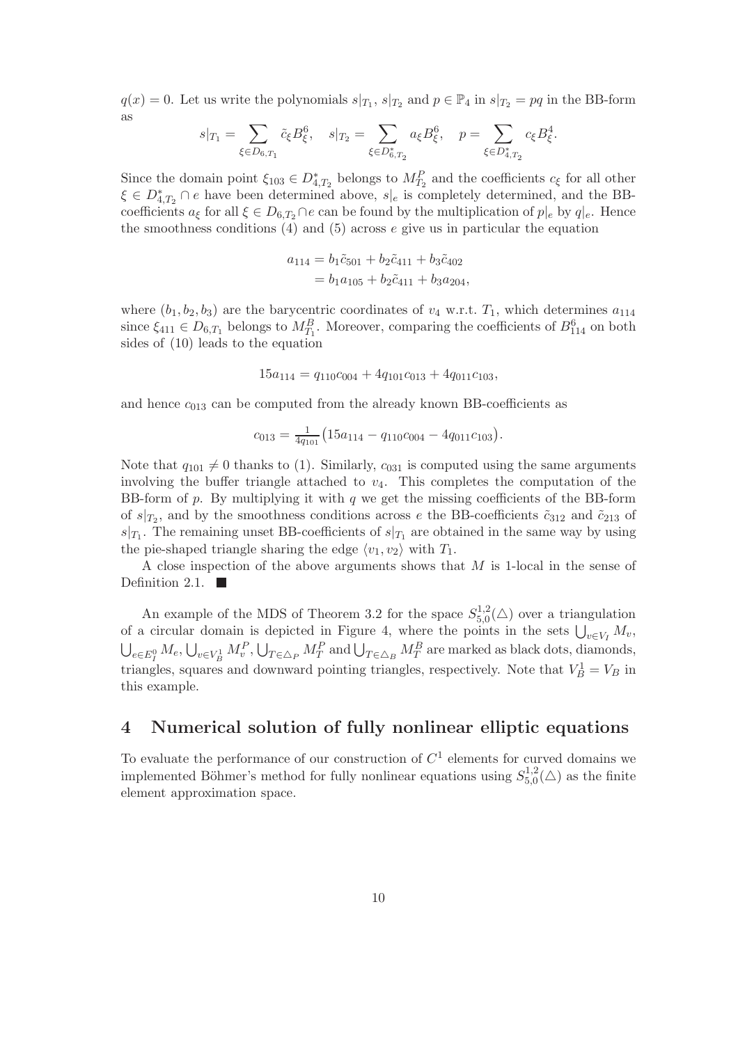$q(x) = 0$. Let us write the polynomials $s|_{T_1}$, $s|_{T_2}$ and $p \in \mathbb{P}_4$ in $s|_{T_2} = pq$ in the BB-form as

$$s|_{T_1} = \sum_{\xi \in D_{6,T_1}} \tilde{c}_\xi B^6_\xi, \quad s|_{T_2} = \sum_{\xi \in D^*_{6,T_2}} a_\xi B^6_\xi, \quad p = \sum_{\xi \in D^*_{4,T_2}} c_\xi B^4_\xi.$$

Since the domain point $\xi_{103} \in D^*_{4,T_2}$ belongs to $M^P_{T_2}$ and the coefficients $c_\xi$ for all other $\xi \in D^*_{4,T_2} \cap e$ have been determined above, $s|_e$ is completely determined, and the BB-coefficients $a_\xi$ for all $\xi \in D_{6,T_2} \cap e$ can be found by the multiplication of $p|_e$ by $q|_e$. Hence the smoothness conditions (4) and (5) across $e$ give us in particular the equation

$$\begin{aligned} a_{114} &= b_1 \tilde{c}_{501} + b_2 \tilde{c}_{411} + b_3 \tilde{c}_{402} \\ &= b_1 a_{105} + b_2 \tilde{c}_{411} + b_3 a_{204}, \end{aligned}$$

where $(b_1, b_2, b_3)$ are the barycentric coordinates of $v_4$ w.r.t. $T_1$, which determines $a_{114}$ since $\xi_{411} \in D_{6,T_1}$ belongs to $M^B_{T_1}$. Moreover, comparing the coefficients of $B^6_{114}$ on both sides of (10) leads to the equation

$$15 a_{114} = q_{110} c_{004} + 4 q_{101} c_{013} + 4 q_{011} c_{103},$$

and hence $c_{013}$ can be computed from the already known BB-coefficients as

$$c_{013} = \tfrac{1}{4 q_{101}} \big( 15 a_{114} - q_{110} c_{004} - 4 q_{011} c_{103} \big).$$

Note that $q_{101} \neq 0$ thanks to (1). Similarly, $c_{031}$ is computed using the same arguments involving the buffer triangle attached to $v_4$. This completes the computation of the BB-form of $p$. By multiplying it with $q$ we get the missing coefficients of the BB-form of $s|_{T_2}$, and by the smoothness conditions across $e$ the BB-coefficients $\tilde{c}_{312}$ and $\tilde{c}_{213}$ of $s|_{T_1}$. The remaining unset BB-coefficients of $s|_{T_1}$ are obtained in the same way by using the pie-shaped triangle sharing the edge $\langle v_1, v_2 \rangle$ with $T_1$.

A close inspection of the above arguments shows that $M$ is 1-local in the sense of Definition 2.1. ■

An example of the MDS of Theorem 3.2 for the space $S^{1,2}_{5,0}(\triangle)$ over a triangulation of a circular domain is depicted in Figure 4, where the points in the sets $\bigcup_{v \in V_I} M_v$, $\bigcup_{e \in E^0_I} M_e$, $\bigcup_{v \in V^1_B} M^P_v$, $\bigcup_{T \in \triangle_P} M^P_T$ and $\bigcup_{T \in \triangle_B} M^B_T$ are marked as black dots, diamonds, triangles, squares and downward pointing triangles, respectively. Note that $V^1_B = V_B$ in this example.

## 4 Numerical solution of fully nonlinear elliptic equations

To evaluate the performance of our construction of $C^1$ elements for curved domains we implemented Böhmer's method for fully nonlinear equations using $S^{1,2}_{5,0}(\triangle)$ as the finite element approximation space.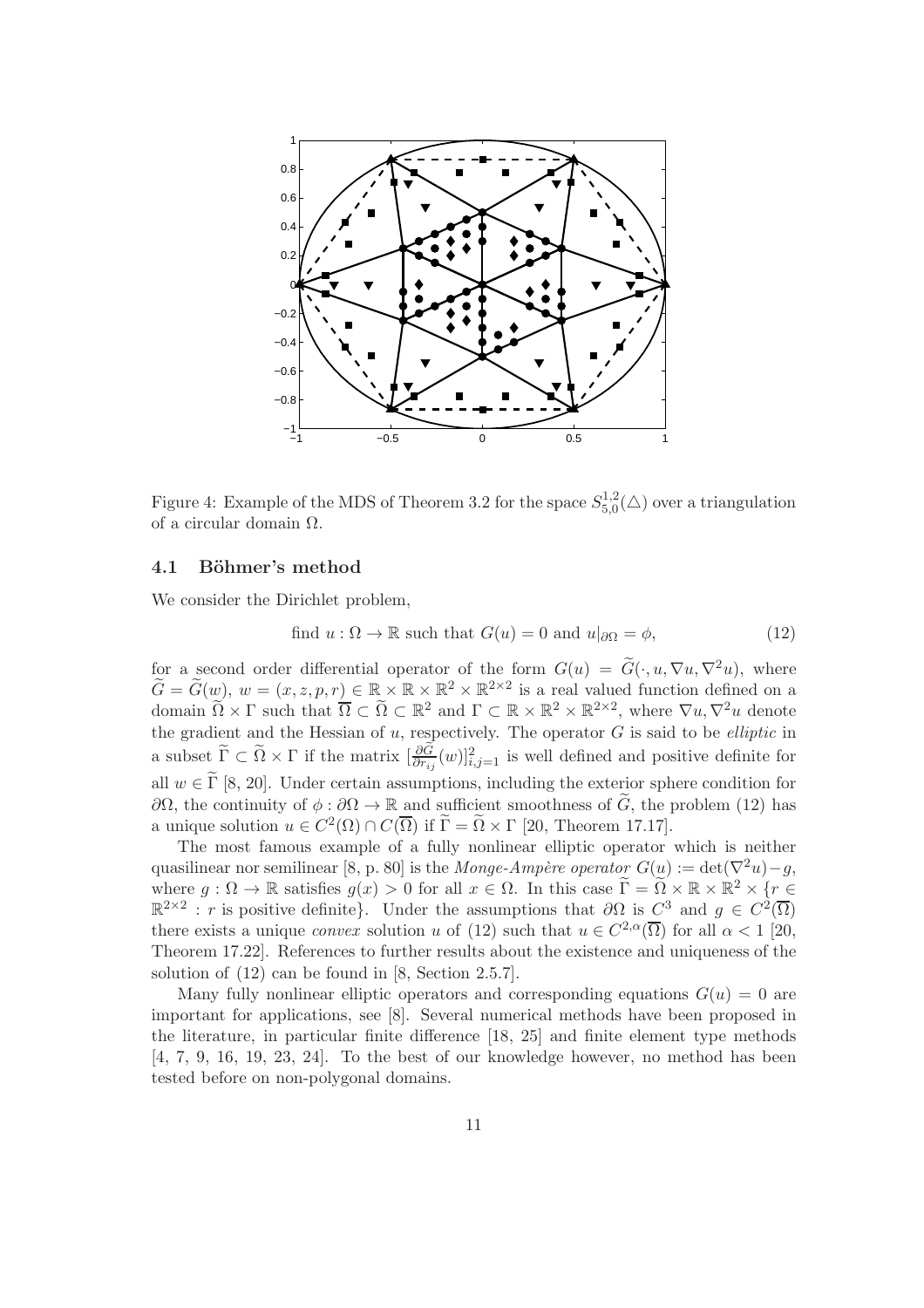Figure 4: Example of the MDS of Theorem 3.2 for the space $S^{1,2}_{5,0}(\triangle)$ over a triangulation of a circular domain $\Omega$.

### 4.1 Böhmer's method

We consider the Dirichlet problem,

$$\text{find } u : \Omega \to \mathbb{R} \text{ such that } G(u) = 0 \text{ and } u|_{\partial\Omega} = \phi, \tag{12}$$

for a second order differential operator of the form $G(u) = \widetilde{G}(\cdot, u, \nabla u, \nabla^2 u)$, where $\widetilde{G} = \widetilde{G}(w)$, $w = (x, z, p, r) \in \mathbb{R} \times \mathbb{R} \times \mathbb{R}^2 \times \mathbb{R}^{2\times 2}$ is a real valued function defined on a domain $\widetilde{\Omega} \times \Gamma$ such that $\overline{\Omega} \subset \widetilde{\Omega} \subset \mathbb{R}^2$ and $\Gamma \subset \mathbb{R} \times \mathbb{R}^2 \times \mathbb{R}^{2\times 2}$, where $\nabla u, \nabla^2 u$ denote the gradient and the Hessian of $u$, respectively. The operator $G$ is said to be *elliptic* in a subset $\widetilde{\Gamma} \subset \widetilde{\Omega} \times \Gamma$ if the matrix $[\frac{\partial \widetilde{G}}{\partial r_{ij}}(w)]^2_{i,j=1}$ is well defined and positive definite for all $w \in \widetilde{\Gamma}$ [8, 20]. Under certain assumptions, including the exterior sphere condition for $\partial\Omega$, the continuity of $\phi : \partial\Omega \to \mathbb{R}$ and sufficient smoothness of $\widetilde{G}$, the problem (12) has a unique solution $u \in C^2(\Omega) \cap C(\overline{\Omega})$ if $\widetilde{\Gamma} = \widetilde{\Omega} \times \Gamma$ [20, Theorem 17.17].

The most famous example of a fully nonlinear elliptic operator which is neither quasilinear nor semilinear [8, p. 80] is the *Monge-Ampère operator* $G(u) := \det(\nabla^2 u) - g$, where $g : \Omega \to \mathbb{R}$ satisfies $g(x) > 0$ for all $x \in \Omega$. In this case $\widetilde{\Gamma} = \widetilde{\Omega} \times \mathbb{R} \times \mathbb{R}^2 \times \{r \in \mathbb{R}^{2\times 2} : r \text{ is positive definite}\}$. Under the assumptions that $\partial\Omega$ is $C^3$ and $g \in C^2(\overline{\Omega})$ there exists a unique *convex* solution $u$ of (12) such that $u \in C^{2,\alpha}(\overline{\Omega})$ for all $\alpha < 1$ [20, Theorem 17.22]. References to further results about the existence and uniqueness of the solution of (12) can be found in [8, Section 2.5.7].

Many fully nonlinear elliptic operators and corresponding equations $G(u) = 0$ are important for applications, see [8]. Several numerical methods have been proposed in the literature, in particular finite difference [18, 25] and finite element type methods [4, 7, 9, 16, 19, 23, 24]. To the best of our knowledge however, no method has been tested before on non-polygonal domains.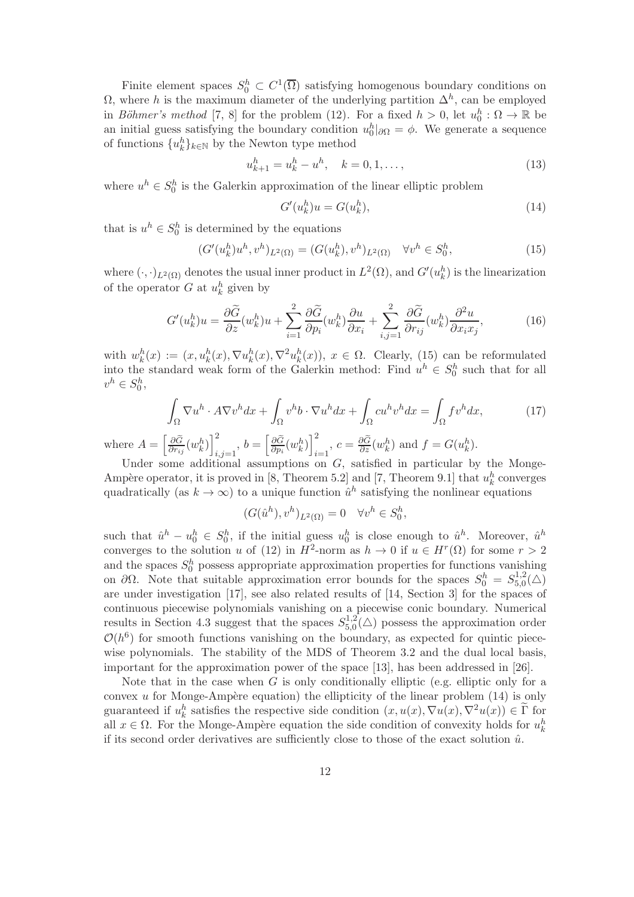Finite element spaces $S_0^h \subset C^1(\overline{\Omega})$ satisfying homogenous boundary conditions on $\Omega$, where $h$ is the maximum diameter of the underlying partition $\Delta^h$, can be employed in *Böhmer's method* [7, 8] for the problem (12). For a fixed $h > 0$, let $u_0^h : \Omega \to \mathbb{R}$ be an initial guess satisfying the boundary condition $u_0^h|_{\partial\Omega} = \phi$. We generate a sequence of functions $\{u_k^h\}_{k\in\mathbb{N}}$ by the Newton type method

$$u_{k+1}^h = u_k^h - u^h, \quad k = 0, 1, \ldots, \tag{13}$$

where $u^h \in S_0^h$ is the Galerkin approximation of the linear elliptic problem

$$G'(u_k^h)u = G(u_k^h), \tag{14}$$

that is $u^h \in S_0^h$ is determined by the equations

$$(G'(u_k^h)u^h, v^h)_{L^2(\Omega)} = (G(u_k^h), v^h)_{L^2(\Omega)} \quad \forall v^h \in S_0^h, \tag{15}$$

where $(\cdot,\cdot)_{L^2(\Omega)}$ denotes the usual inner product in $L^2(\Omega)$, and $G'(u_k^h)$ is the linearization of the operator $G$ at $u_k^h$ given by

$$G'(u_k^h)u = \frac{\partial \widetilde{G}}{\partial z}(w_k^h)u + \sum_{i=1}^{2} \frac{\partial \widetilde{G}}{\partial p_i}(w_k^h)\frac{\partial u}{\partial x_i} + \sum_{i,j=1}^{2} \frac{\partial \widetilde{G}}{\partial r_{ij}}(w_k^h)\frac{\partial^2 u}{\partial x_i x_j}, \tag{16}$$

with $w_k^h(x) := (x, u_k^h(x), \nabla u_k^h(x), \nabla^2 u_k^h(x))$, $x \in \Omega$. Clearly, (15) can be reformulated into the standard weak form of the Galerkin method: Find $u^h \in S_0^h$ such that for all $v^h \in S_0^h$,

$$\int_\Omega \nabla u^h \cdot A \nabla v^h dx + \int_\Omega v^h b \cdot \nabla u^h dx + \int_\Omega c u^h v^h dx = \int_\Omega f v^h dx, \tag{17}$$

where $A = \left[\frac{\partial \widetilde{G}}{\partial r_{ij}}(w_k^h)\right]_{i,j=1}^2$, $b = \left[\frac{\partial \widetilde{G}}{\partial p_i}(w_k^h)\right]_{i=1}^2$, $c = \frac{\partial \widetilde{G}}{\partial z}(w_k^h)$ and $f = G(u_k^h)$.

Under some additional assumptions on $G$, satisfied in particular by the Monge-Ampère operator, it is proved in [8, Theorem 5.2] and [7, Theorem 9.1] that $u_k^h$ converges quadratically (as $k \to \infty$) to a unique function $\hat{u}^h$ satisfying the nonlinear equations

$$(G(\hat{u}^h), v^h)_{L^2(\Omega)} = 0 \quad \forall v^h \in S_0^h,$$

such that $\hat{u}^h - u_0^h \in S_0^h$, if the initial guess $u_0^h$ is close enough to $\hat{u}^h$. Moreover, $\hat{u}^h$ converges to the solution $u$ of (12) in $H^2$-norm as $h \to 0$ if $u \in H^r(\Omega)$ for some $r > 2$ and the spaces $S_0^h$ possess appropriate approximation properties for functions vanishing on $\partial\Omega$. Note that suitable approximation error bounds for the spaces $S_0^h = S_{5,0}^{1,2}(\triangle)$ are under investigation [17], see also related results of [14, Section 3] for the spaces of continuous piecewise polynomials vanishing on a piecewise conic boundary. Numerical results in Section 4.3 suggest that the spaces $S_{5,0}^{1,2}(\triangle)$ possess the approximation order $\mathcal{O}(h^6)$ for smooth functions vanishing on the boundary, as expected for quintic piecewise polynomials. The stability of the MDS of Theorem 3.2 and the dual local basis, important for the approximation power of the space [13], has been addressed in [26].

Note that in the case when $G$ is only conditionally elliptic (e.g. elliptic only for a convex $u$ for Monge-Ampère equation) the ellipticity of the linear problem (14) is only guaranteed if $u_k^h$ satisfies the respective side condition $(x, u(x), \nabla u(x), \nabla^2 u(x)) \in \widetilde{\Gamma}$ for all $x \in \Omega$. For the Monge-Ampère equation the side condition of convexity holds for $u_k^h$ if its second order derivatives are sufficiently close to those of the exact solution $\hat{u}$.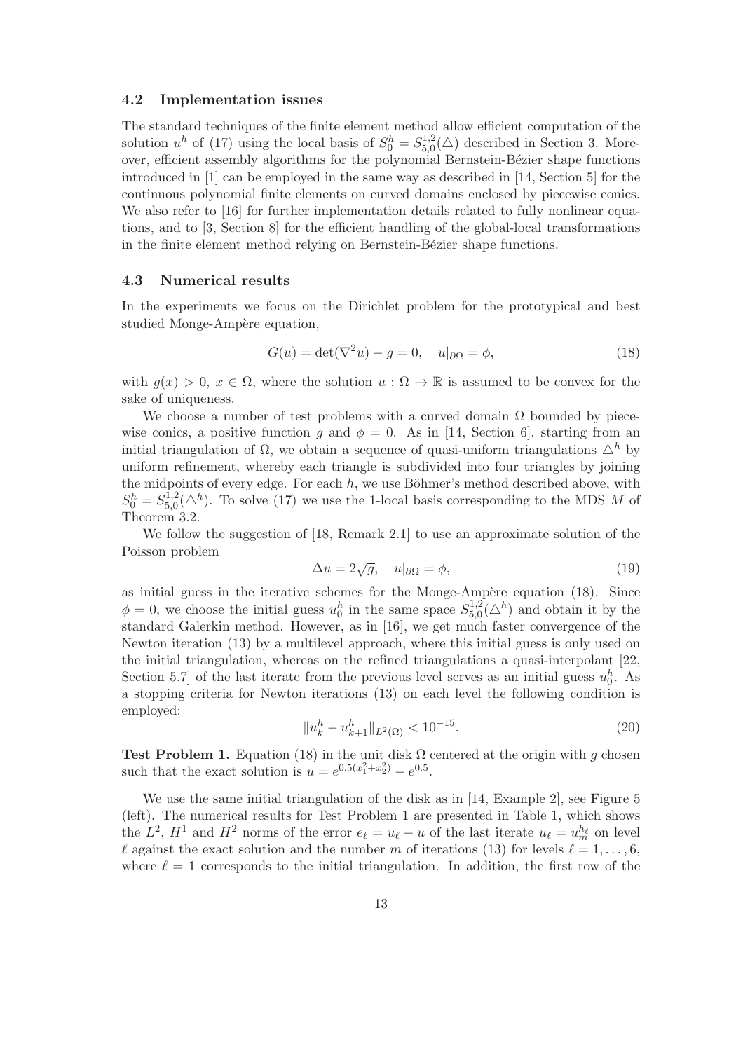### 4.2 Implementation issues

The standard techniques of the finite element method allow efficient computation of the solution $u^h$ of (17) using the local basis of $S_0^h = S_{5,0}^{1,2}(\triangle)$ described in Section 3. Moreover, efficient assembly algorithms for the polynomial Bernstein-Bézier shape functions introduced in [1] can be employed in the same way as described in [14, Section 5] for the continuous polynomial finite elements on curved domains enclosed by piecewise conics. We also refer to [16] for further implementation details related to fully nonlinear equations, and to [3, Section 8] for the efficient handling of the global-local transformations in the finite element method relying on Bernstein-Bézier shape functions.

### 4.3 Numerical results

In the experiments we focus on the Dirichlet problem for the prototypical and best studied Monge-Ampère equation,

$$G(u) = \det(\nabla^2 u) - g = 0, \quad u|_{\partial\Omega} = \phi, \tag{18}$$

with $g(x) > 0$, $x \in \Omega$, where the solution $u : \Omega \to \mathbb{R}$ is assumed to be convex for the sake of uniqueness.

We choose a number of test problems with a curved domain $\Omega$ bounded by piecewise conics, a positive function $g$ and $\phi = 0$. As in [14, Section 6], starting from an initial triangulation of $\Omega$, we obtain a sequence of quasi-uniform triangulations $\triangle^h$ by uniform refinement, whereby each triangle is subdivided into four triangles by joining the midpoints of every edge. For each $h$, we use Böhmer's method described above, with $S_0^h = S_{5,0}^{1,2}(\triangle^h)$. To solve (17) we use the 1-local basis corresponding to the MDS $M$ of Theorem 3.2.

We follow the suggestion of [18, Remark 2.1] to use an approximate solution of the Poisson problem

$$\Delta u = 2\sqrt{g}, \quad u|_{\partial\Omega} = \phi, \tag{19}$$

as initial guess in the iterative schemes for the Monge-Ampère equation (18). Since $\phi = 0$, we choose the initial guess $u_0^h$ in the same space $S_{5,0}^{1,2}(\triangle^h)$ and obtain it by the standard Galerkin method. However, as in [16], we get much faster convergence of the Newton iteration (13) by a multilevel approach, where this initial guess is only used on the initial triangulation, whereas on the refined triangulations a quasi-interpolant [22, Section 5.7] of the last iterate from the previous level serves as an initial guess $u_0^h$. As a stopping criteria for Newton iterations (13) on each level the following condition is employed:

$$\|u_k^h - u_{k+1}^h\|_{L^2(\Omega)} < 10^{-15}. \tag{20}$$

**Test Problem 1.** Equation (18) in the unit disk $\Omega$ centered at the origin with $g$ chosen such that the exact solution is $u = e^{0.5(x_1^2+x_2^2)} - e^{0.5}$.

We use the same initial triangulation of the disk as in [14, Example 2], see Figure 5 (left). The numerical results for Test Problem 1 are presented in Table 1, which shows the $L^2$, $H^1$ and $H^2$ norms of the error $e_\ell = u_\ell - u$ of the last iterate $u_\ell = u_m^{h_\ell}$ on level $\ell$ against the exact solution and the number $m$ of iterations (13) for levels $\ell = 1, \ldots, 6$, where $\ell = 1$ corresponds to the initial triangulation. In addition, the first row of the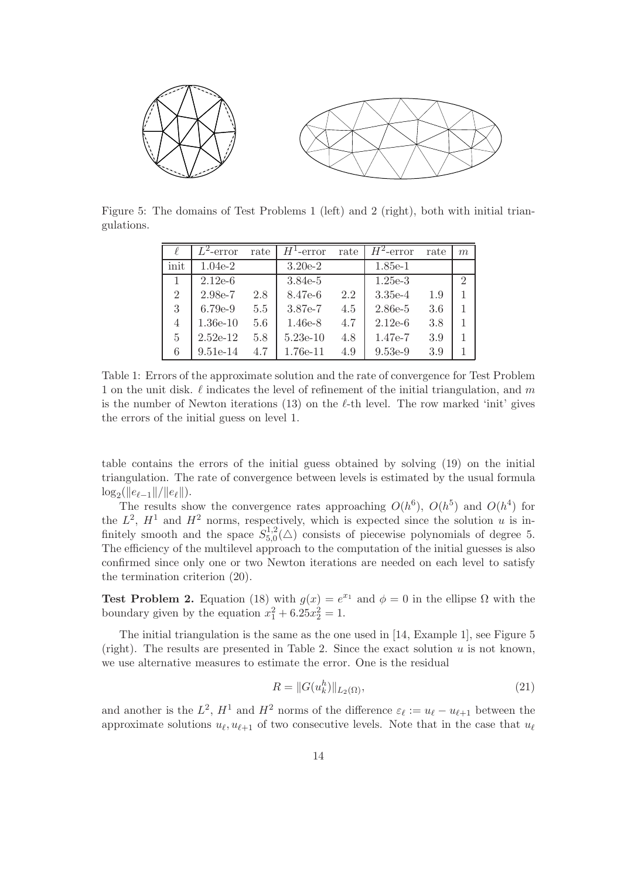Figure 5: The domains of Test Problems 1 (left) and 2 (right), both with initial triangulations.

| $\ell$ | $L^2$-error | rate | $H^1$-error | rate | $H^2$-error | rate | $m$ |
|---|---|---|---|---|---|---|---|
| init | 1.04e-2 | | 3.20e-2 | | 1.85e-1 | | |
| 1 | 2.12e-6 | | 3.84e-5 | | 1.25e-3 | | 2 |
| 2 | 2.98e-7 | 2.8 | 8.47e-6 | 2.2 | 3.35e-4 | 1.9 | 1 |
| 3 | 6.79e-9 | 5.5 | 3.87e-7 | 4.5 | 2.86e-5 | 3.6 | 1 |
| 4 | 1.36e-10 | 5.6 | 1.46e-8 | 4.7 | 2.12e-6 | 3.8 | 1 |
| 5 | 2.52e-12 | 5.8 | 5.23e-10 | 4.8 | 1.47e-7 | 3.9 | 1 |
| 6 | 9.51e-14 | 4.7 | 1.76e-11 | 4.9 | 9.53e-9 | 3.9 | 1 |

Table 1: Errors of the approximate solution and the rate of convergence for Test Problem 1 on the unit disk. $\ell$ indicates the level of refinement of the initial triangulation, and $m$ is the number of Newton iterations (13) on the $\ell$-th level. The row marked 'init' gives the errors of the initial guess on level 1.

table contains the errors of the initial guess obtained by solving (19) on the initial triangulation. The rate of convergence between levels is estimated by the usual formula $\log_2(\|e_{\ell-1}\|/\|e_\ell\|)$.

The results show the convergence rates approaching $O(h^6)$, $O(h^5)$ and $O(h^4)$ for the $L^2$, $H^1$ and $H^2$ norms, respectively, which is expected since the solution $u$ is infinitely smooth and the space $S^{1,2}_{5,0}(\triangle)$ consists of piecewise polynomials of degree 5. The efficiency of the multilevel approach to the computation of the initial guesses is also confirmed since only one or two Newton iterations are needed on each level to satisfy the termination criterion (20).

**Test Problem 2.** Equation (18) with $g(x) = e^{x_1}$ and $\phi = 0$ in the ellipse $\Omega$ with the boundary given by the equation $x_1^2 + 6.25x_2^2 = 1$.

The initial triangulation is the same as the one used in [14, Example 1], see Figure 5 (right). The results are presented in Table 2. Since the exact solution $u$ is not known, we use alternative measures to estimate the error. One is the residual

$$R = \|G(u_k^h)\|_{L_2(\Omega)}, \tag{21}$$

and another is the $L^2$, $H^1$ and $H^2$ norms of the difference $\varepsilon_\ell := u_\ell - u_{\ell+1}$ between the approximate solutions $u_\ell, u_{\ell+1}$ of two consecutive levels. Note that in the case that $u_\ell$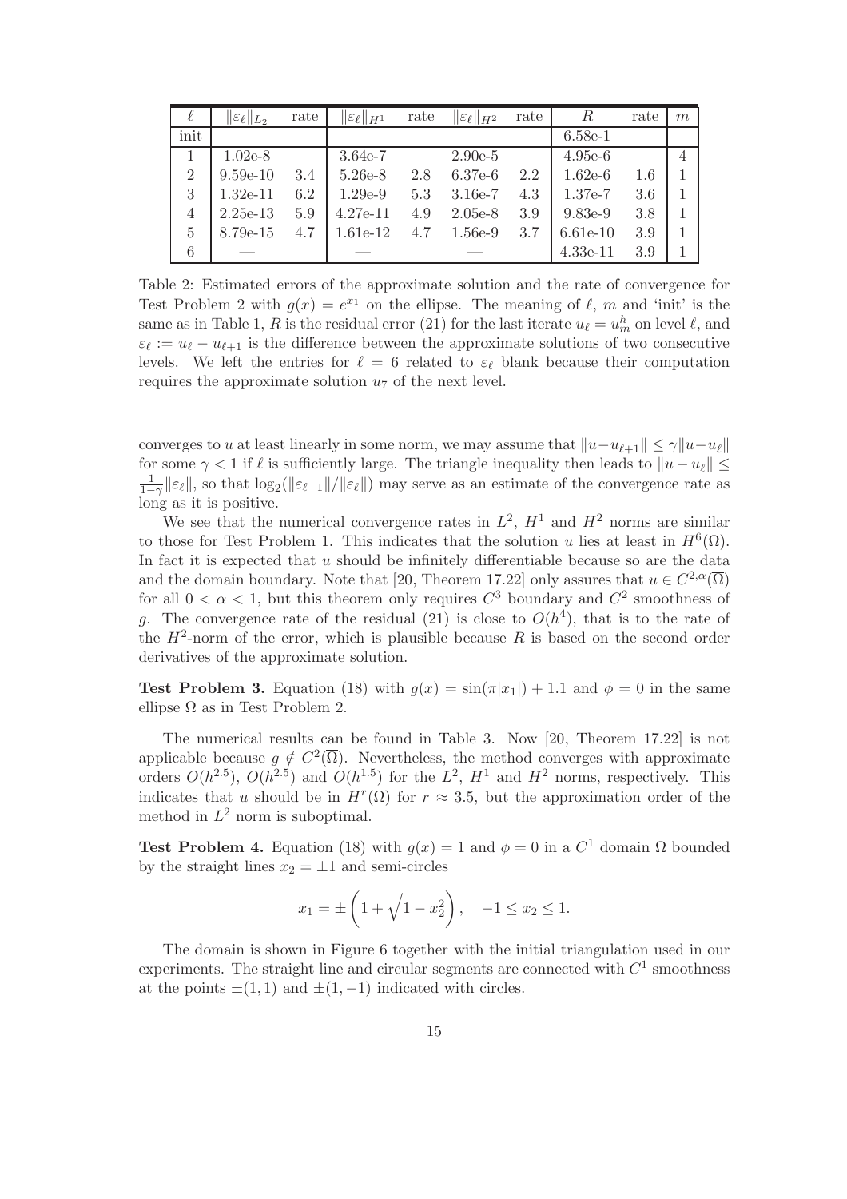| $\ell$ | $\|\varepsilon_\ell\|_{L_2}$ | rate | $\|\varepsilon_\ell\|_{H^1}$ | rate | $\|\varepsilon_\ell\|_{H^2}$ | rate | $R$ | rate | $m$ |
|---|---|---|---|---|---|---|---|---|---|
| init | | | | | | | 6.58e-1 | | |
| 1 | 1.02e-8 | | 3.64e-7 | | 2.90e-5 | | 4.95e-6 | | 4 |
| 2 | 9.59e-10 | 3.4 | 5.26e-8 | 2.8 | 6.37e-6 | 2.2 | 1.62e-6 | 1.6 | 1 |
| 3 | 1.32e-11 | 6.2 | 1.29e-9 | 5.3 | 3.16e-7 | 4.3 | 1.37e-7 | 3.6 | 1 |
| 4 | 2.25e-13 | 5.9 | 4.27e-11 | 4.9 | 2.05e-8 | 3.9 | 9.83e-9 | 3.8 | 1 |
| 5 | 8.79e-15 | 4.7 | 1.61e-12 | 4.7 | 1.56e-9 | 3.7 | 6.61e-10 | 3.9 | 1 |
| 6 | — | | — | | — | | 4.33e-11 | 3.9 | 1 |

Table 2: Estimated errors of the approximate solution and the rate of convergence for Test Problem 2 with $g(x) = e^{x_1}$ on the ellipse. The meaning of $\ell$, $m$ and 'init' is the same as in Table 1, $R$ is the residual error (21) for the last iterate $u_\ell = u^h_m$ on level $\ell$, and $\varepsilon_\ell := u_\ell - u_{\ell+1}$ is the difference between the approximate solutions of two consecutive levels. We left the entries for $\ell = 6$ related to $\varepsilon_\ell$ blank because their computation requires the approximate solution $u_7$ of the next level.

converges to $u$ at least linearly in some norm, we may assume that $\|u-u_{\ell+1}\| \le \gamma\|u-u_\ell\|$ for some $\gamma < 1$ if $\ell$ is sufficiently large. The triangle inequality then leads to $\|u - u_\ell\| \le \frac{1}{1-\gamma}\|\varepsilon_\ell\|$, so that $\log_2(\|\varepsilon_{\ell-1}\|/\|\varepsilon_\ell\|)$ may serve as an estimate of the convergence rate as long as it is positive.

We see that the numerical convergence rates in $L^2$, $H^1$ and $H^2$ norms are similar to those for Test Problem 1. This indicates that the solution $u$ lies at least in $H^6(\Omega)$. In fact it is expected that $u$ should be infinitely differentiable because so are the data and the domain boundary. Note that [20, Theorem 17.22] only assures that $u \in C^{2,\alpha}(\overline{\Omega})$ for all $0 < \alpha < 1$, but this theorem only requires $C^3$ boundary and $C^2$ smoothness of $g$. The convergence rate of the residual (21) is close to $O(h^4)$, that is to the rate of the $H^2$-norm of the error, which is plausible because $R$ is based on the second order derivatives of the approximate solution.

**Test Problem 3.** Equation (18) with $g(x) = \sin(\pi|x_1|) + 1.1$ and $\phi = 0$ in the same ellipse $\Omega$ as in Test Problem 2.

The numerical results can be found in Table 3. Now [20, Theorem 17.22] is not applicable because $g \notin C^2(\overline{\Omega})$. Nevertheless, the method converges with approximate orders $O(h^{2.5})$, $O(h^{2.5})$ and $O(h^{1.5})$ for the $L^2$, $H^1$ and $H^2$ norms, respectively. This indicates that $u$ should be in $H^r(\Omega)$ for $r \approx 3.5$, but the approximation order of the method in $L^2$ norm is suboptimal.

**Test Problem 4.** Equation (18) with $g(x) = 1$ and $\phi = 0$ in a $C^1$ domain $\Omega$ bounded by the straight lines $x_2 = \pm 1$ and semi-circles

$$x_1 = \pm\left(1 + \sqrt{1 - x_2^2}\right), \quad -1 \le x_2 \le 1.$$

The domain is shown in Figure 6 together with the initial triangulation used in our experiments. The straight line and circular segments are connected with $C^1$ smoothness at the points $\pm(1, 1)$ and $\pm(1, -1)$ indicated with circles.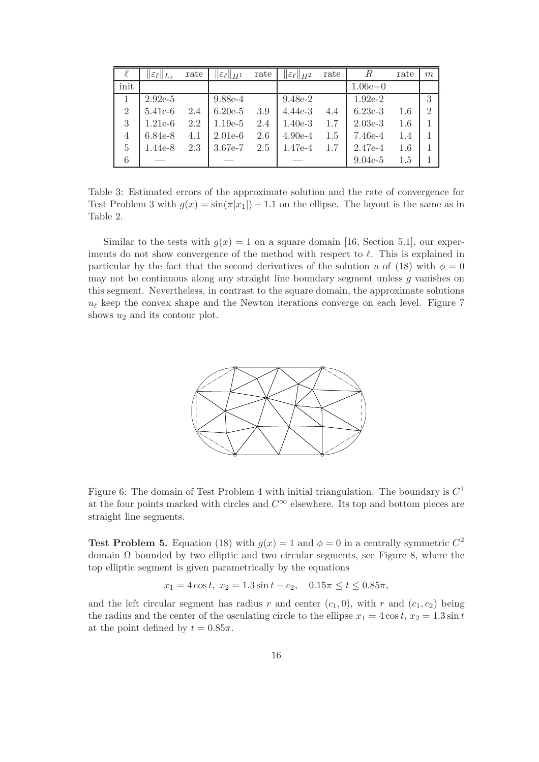| $\ell$ | $\|\varepsilon_\ell\|_{L_2}$ | rate | $\|\varepsilon_\ell\|_{H^1}$ | rate | $\|\varepsilon_\ell\|_{H^2}$ | rate | $R$ | rate | $m$ |
|---|---|---|---|---|---|---|---|---|---|
| init | | | | | | | 1.06e+0 | | |
| 1 | 2.92e-5 | | 9.88e-4 | | 9.48e-2 | | 1.92e-2 | | 3 |
| 2 | 5.41e-6 | 2.4 | 6.20e-5 | 3.9 | 4.44e-3 | 4.4 | 6.23e-3 | 1.6 | 2 |
| 3 | 1.21e-6 | 2.2 | 1.19e-5 | 2.4 | 1.40e-3 | 1.7 | 2.03e-3 | 1.6 | 1 |
| 4 | 6.84e-8 | 4.1 | 2.01e-6 | 2.6 | 4.90e-4 | 1.5 | 7.46e-4 | 1.4 | 1 |
| 5 | 1.44e-8 | 2.3 | 3.67e-7 | 2.5 | 1.47e-4 | 1.7 | 2.47e-4 | 1.6 | 1 |
| 6 | — | | — | | — | | 9.04e-5 | 1.5 | 1 |

Table 3: Estimated errors of the approximate solution and the rate of convergence for Test Problem 3 with $g(x) = \sin(\pi|x_1|) + 1.1$ on the ellipse. The layout is the same as in Table 2.

Similar to the tests with $g(x) = 1$ on a square domain [16, Section 5.1], our experiments do not show convergence of the method with respect to $\ell$. This is explained in particular by the fact that the second derivatives of the solution $u$ of (18) with $\phi = 0$ may not be continuous along any straight line boundary segment unless $g$ vanishes on this segment. Nevertheless, in contrast to the square domain, the approximate solutions $u_\ell$ keep the convex shape and the Newton iterations converge on each level. Figure 7 shows $u_2$ and its contour plot.

Figure 6: The domain of Test Problem 4 with initial triangulation. The boundary is $C^1$ at the four points marked with circles and $C^\infty$ elsewhere. Its top and bottom pieces are straight line segments.

**Test Problem 5.** Equation (18) with $g(x) = 1$ and $\phi = 0$ in a centrally symmetric $C^2$ domain $\Omega$ bounded by two elliptic and two circular segments, see Figure 8, where the top elliptic segment is given parametrically by the equations

$$x_1 = 4\cos t,\ x_2 = 1.3\sin t - c_2, \quad 0.15\pi \le t \le 0.85\pi,$$

and the left circular segment has radius $r$ and center $(c_1, 0)$, with $r$ and $(c_1, c_2)$ being the radius and the center of the osculating circle to the ellipse $x_1 = 4\cos t$, $x_2 = 1.3\sin t$ at the point defined by $t = 0.85\pi$.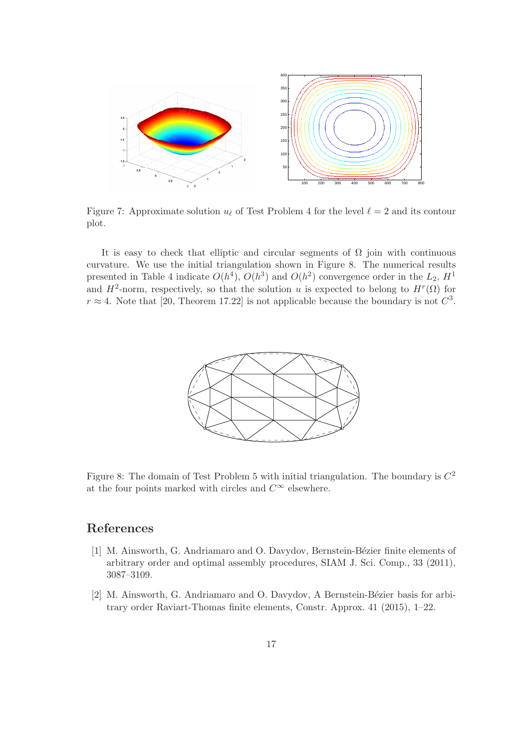Figure 7: Approximate solution $u_\ell$ of Test Problem 4 for the level $\ell = 2$ and its contour plot.

It is easy to check that elliptic and circular segments of $\Omega$ join with continuous curvature. We use the initial triangulation shown in Figure 8. The numerical results presented in Table 4 indicate $O(h^4)$, $O(h^3)$ and $O(h^2)$ convergence order in the $L_2$, $H^1$ and $H^2$-norm, respectively, so that the solution $u$ is expected to belong to $H^r(\Omega)$ for $r \approx 4$. Note that [20, Theorem 17.22] is not applicable because the boundary is not $C^3$.

Figure 8: The domain of Test Problem 5 with initial triangulation. The boundary is $C^2$ at the four points marked with circles and $C^\infty$ elsewhere.

## References

[1] M. Ainsworth, G. Andriamaro and O. Davydov, Bernstein-Bézier finite elements of arbitrary order and optimal assembly procedures, SIAM J. Sci. Comp., 33 (2011), 3087–3109.

[2] M. Ainsworth, G. Andriamaro and O. Davydov, A Bernstein-Bézier basis for arbitrary order Raviart-Thomas finite elements, Constr. Approx. 41 (2015), 1–22.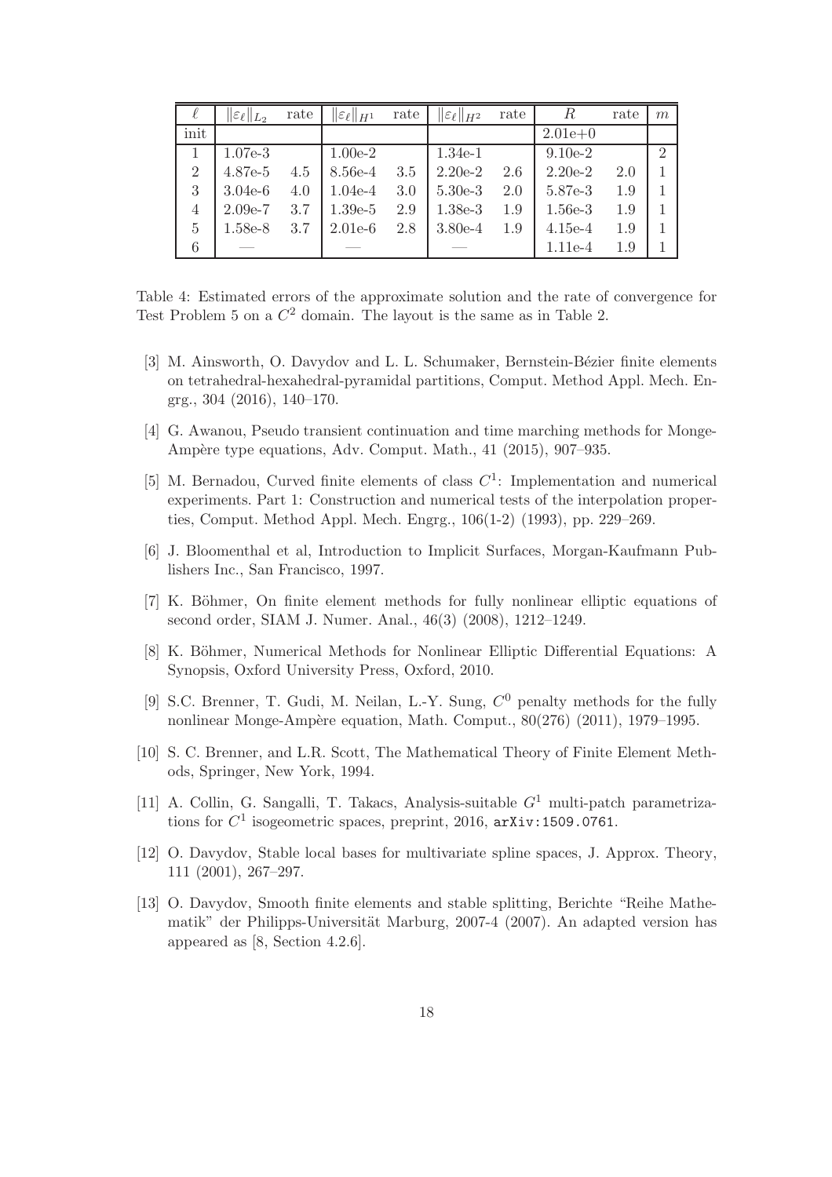| $\ell$ | $\|\varepsilon_\ell\|_{L_2}$ | rate | $\|\varepsilon_\ell\|_{H^1}$ | rate | $\|\varepsilon_\ell\|_{H^2}$ | rate | $R$ | rate | $m$ |
|---|---|---|---|---|---|---|---|---|---|
| init | | | | | | | 2.01e+0 | | |
| 1 | 1.07e-3 | | 1.00e-2 | | 1.34e-1 | | 9.10e-2 | | 2 |
| 2 | 4.87e-5 | 4.5 | 8.56e-4 | 3.5 | 2.20e-2 | 2.6 | 2.20e-2 | 2.0 | 1 |
| 3 | 3.04e-6 | 4.0 | 1.04e-4 | 3.0 | 5.30e-3 | 2.0 | 5.87e-3 | 1.9 | 1 |
| 4 | 2.09e-7 | 3.7 | 1.39e-5 | 2.9 | 1.38e-3 | 1.9 | 1.56e-3 | 1.9 | 1 |
| 5 | 1.58e-8 | 3.7 | 2.01e-6 | 2.8 | 3.80e-4 | 1.9 | 4.15e-4 | 1.9 | 1 |
| 6 | — | | — | | — | | 1.11e-4 | 1.9 | 1 |

Table 4: Estimated errors of the approximate solution and the rate of convergence for Test Problem 5 on a $C^2$ domain. The layout is the same as in Table 2.

[3] M. Ainsworth, O. Davydov and L. L. Schumaker, Bernstein-Bézier finite elements on tetrahedral-hexahedral-pyramidal partitions, Comput. Method Appl. Mech. Engrg., 304 (2016), 140–170.

[4] G. Awanou, Pseudo transient continuation and time marching methods for Monge-Ampère type equations, Adv. Comput. Math., 41 (2015), 907–935.

[5] M. Bernadou, Curved finite elements of class $C^1$: Implementation and numerical experiments. Part 1: Construction and numerical tests of the interpolation properties, Comput. Method Appl. Mech. Engrg., 106(1-2) (1993), pp. 229–269.

[6] J. Bloomenthal et al, Introduction to Implicit Surfaces, Morgan-Kaufmann Publishers Inc., San Francisco, 1997.

[7] K. Böhmer, On finite element methods for fully nonlinear elliptic equations of second order, SIAM J. Numer. Anal., 46(3) (2008), 1212–1249.

[8] K. Böhmer, Numerical Methods for Nonlinear Elliptic Differential Equations: A Synopsis, Oxford University Press, Oxford, 2010.

[9] S.C. Brenner, T. Gudi, M. Neilan, L.-Y. Sung, $C^0$ penalty methods for the fully nonlinear Monge-Ampère equation, Math. Comput., 80(276) (2011), 1979–1995.

[10] S. C. Brenner, and L.R. Scott, The Mathematical Theory of Finite Element Methods, Springer, New York, 1994.

[11] A. Collin, G. Sangalli, T. Takacs, Analysis-suitable $G^1$ multi-patch parametrizations for $C^1$ isogeometric spaces, preprint, 2016, arXiv:1509.0761.

[12] O. Davydov, Stable local bases for multivariate spline spaces, J. Approx. Theory, 111 (2001), 267–297.

[13] O. Davydov, Smooth finite elements and stable splitting, Berichte "Reihe Mathematik" der Philipps-Universität Marburg, 2007-4 (2007). An adapted version has appeared as [8, Section 4.2.6].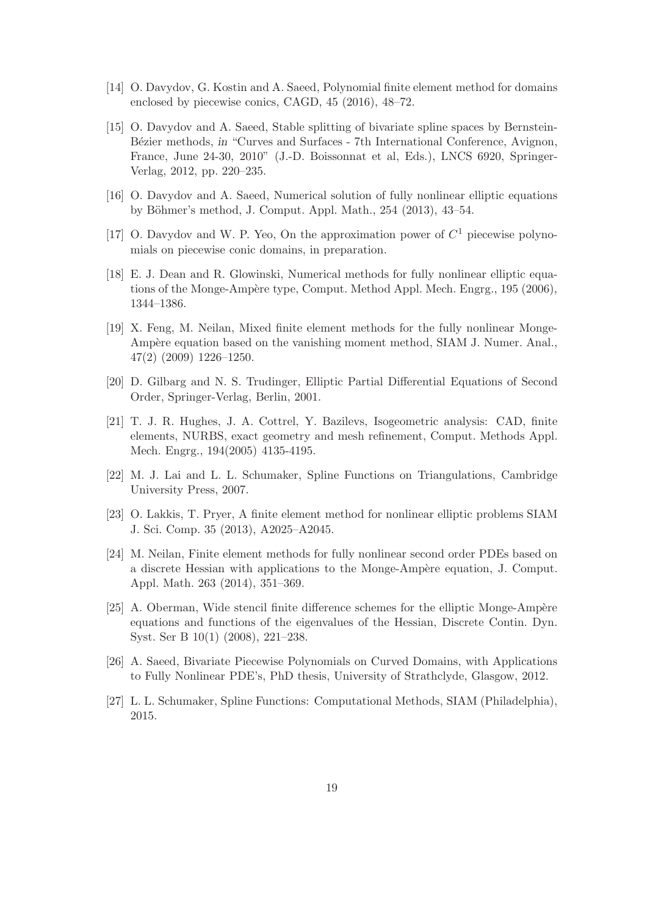[14] O. Davydov, G. Kostin and A. Saeed, Polynomial finite element method for domains enclosed by piecewise conics, CAGD, 45 (2016), 48–72.

[15] O. Davydov and A. Saeed, Stable splitting of bivariate spline spaces by Bernstein-Bézier methods, *in* "Curves and Surfaces - 7th International Conference, Avignon, France, June 24-30, 2010" (J.-D. Boissonnat et al, Eds.), LNCS 6920, Springer-Verlag, 2012, pp. 220–235.

[16] O. Davydov and A. Saeed, Numerical solution of fully nonlinear elliptic equations by Böhmer's method, J. Comput. Appl. Math., 254 (2013), 43–54.

[17] O. Davydov and W. P. Yeo, On the approximation power of $C^1$ piecewise polynomials on piecewise conic domains, in preparation.

[18] E. J. Dean and R. Glowinski, Numerical methods for fully nonlinear elliptic equations of the Monge-Ampère type, Comput. Method Appl. Mech. Engrg., 195 (2006), 1344–1386.

[19] X. Feng, M. Neilan, Mixed finite element methods for the fully nonlinear Monge-Ampère equation based on the vanishing moment method, SIAM J. Numer. Anal., 47(2) (2009) 1226–1250.

[20] D. Gilbarg and N. S. Trudinger, Elliptic Partial Differential Equations of Second Order, Springer-Verlag, Berlin, 2001.

[21] T. J. R. Hughes, J. A. Cottrel, Y. Bazilevs, Isogeometric analysis: CAD, finite elements, NURBS, exact geometry and mesh refinement, Comput. Methods Appl. Mech. Engrg., 194(2005) 4135-4195.

[22] M. J. Lai and L. L. Schumaker, Spline Functions on Triangulations, Cambridge University Press, 2007.

[23] O. Lakkis, T. Pryer, A finite element method for nonlinear elliptic problems SIAM J. Sci. Comp. 35 (2013), A2025–A2045.

[24] M. Neilan, Finite element methods for fully nonlinear second order PDEs based on a discrete Hessian with applications to the Monge-Ampère equation, J. Comput. Appl. Math. 263 (2014), 351–369.

[25] A. Oberman, Wide stencil finite difference schemes for the elliptic Monge-Ampère equations and functions of the eigenvalues of the Hessian, Discrete Contin. Dyn. Syst. Ser B 10(1) (2008), 221–238.

[26] A. Saeed, Bivariate Piecewise Polynomials on Curved Domains, with Applications to Fully Nonlinear PDE's, PhD thesis, University of Strathclyde, Glasgow, 2012.

[27] L. L. Schumaker, Spline Functions: Computational Methods, SIAM (Philadelphia), 2015.